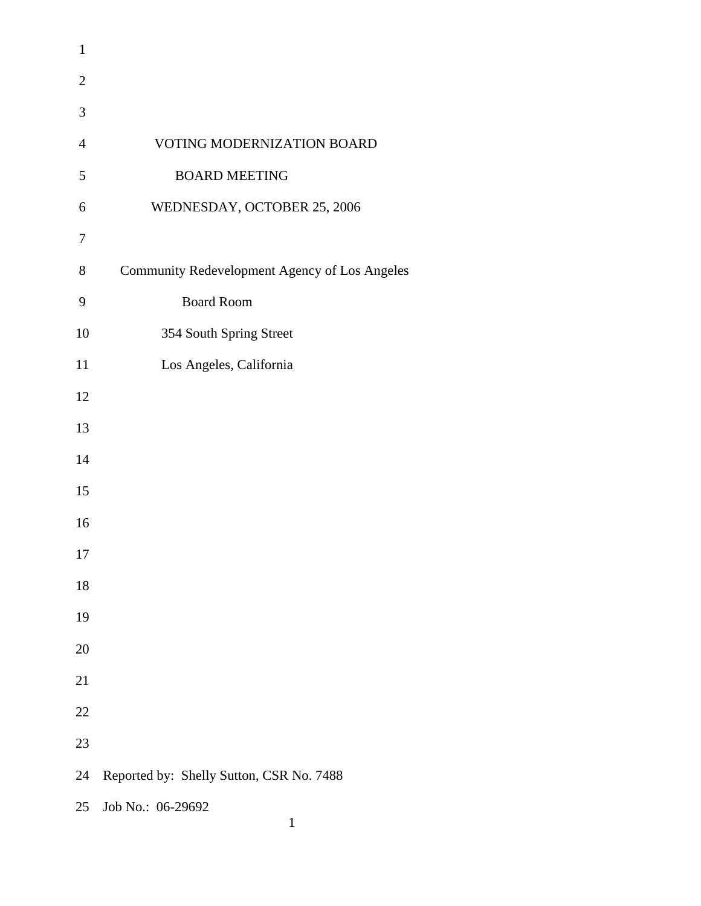# VOTING MODERNIZATION BOARD

## BOARD MEETING

WEDNESDAY, OCTOBER 25, 2006

Community Redevelopment Agency of Los Angeles

Board Room

354 South Spring Street

Los Angeles, California

Reported by: Shelly Sutton, CSR No. 7488

Job No.: 06-29692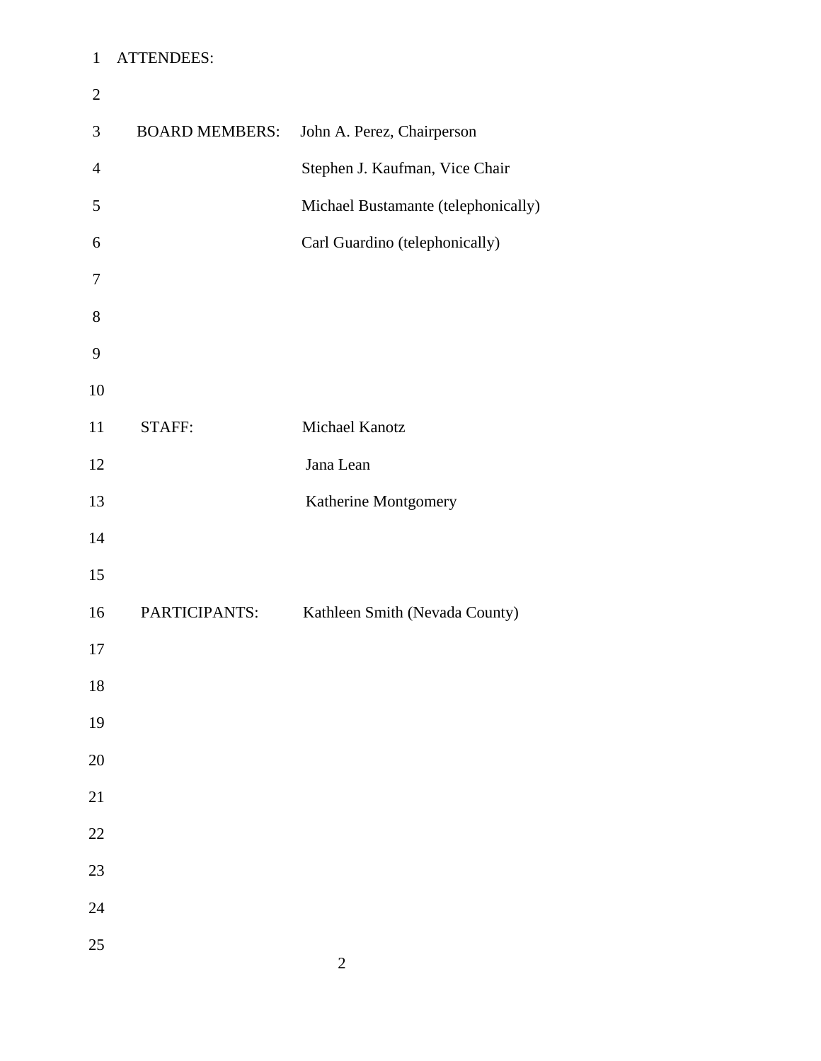ATTENDEES:

**BOARD MEMBERS:**

John A. Perez, Chairperson

Stephen J. Kaufman, Vice Chair

Michael Bustamante (telephonically)

Carl Guardino (telephonically)

**STAFF:**

Michael Kanotz

Jana Lean

Katherine Montgomery

**PARTICIPANTS:**

Kathleen Smith (Nevada County)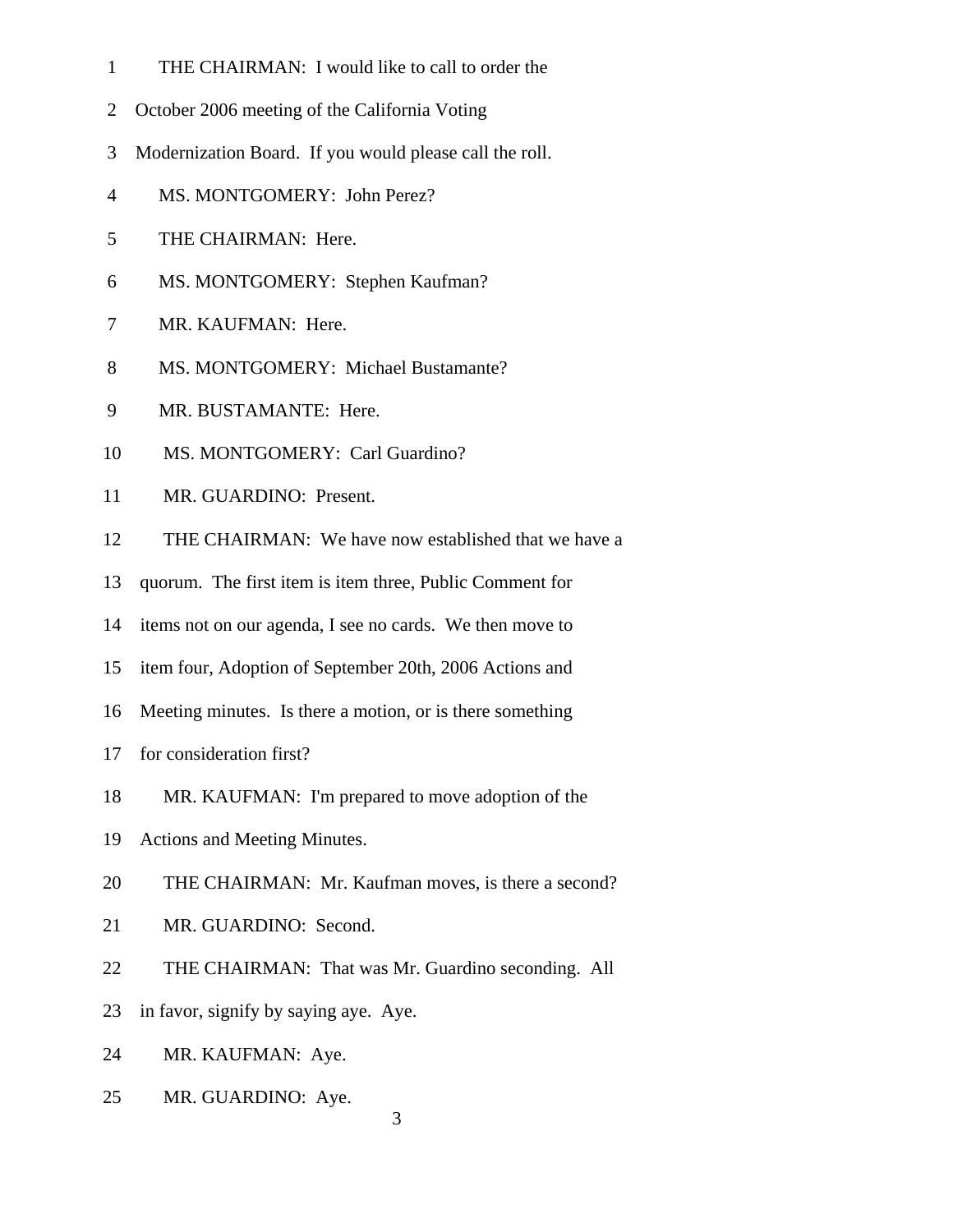1 THE CHAIRMAN: I would like to call to order the

2 October 2006 meeting of the California Voting

3 Modernization Board. If you would please call the roll.

4 MS. MONTGOMERY: John Perez?

5 THE CHAIRMAN: Here.

6 MS. MONTGOMERY: Stephen Kaufman?

7 MR. KAUFMAN: Here.

8 MS. MONTGOMERY: Michael Bustamante?

9 MR. BUSTAMANTE: Here.

10 MS. MONTGOMERY: Carl Guardino?

11 MR. GUARDINO: Present.

12 THE CHAIRMAN: We have now established that we have a

13 quorum. The first item is item three, Public Comment for

14 items not on our agenda, I see no cards. We then move to

15 item four, Adoption of September 20th, 2006 Actions and

16 Meeting minutes. Is there a motion, or is there something

17 for consideration first?

18 MR. KAUFMAN: I'm prepared to move adoption of the

19 Actions and Meeting Minutes.

20 THE CHAIRMAN: Mr. Kaufman moves, is there a second?

21 MR. GUARDINO: Second.

22 THE CHAIRMAN: That was Mr. Guardino seconding. All

23 in favor, signify by saying aye. Aye.

24 MR. KAUFMAN: Aye.

25 MR. GUARDINO: Aye.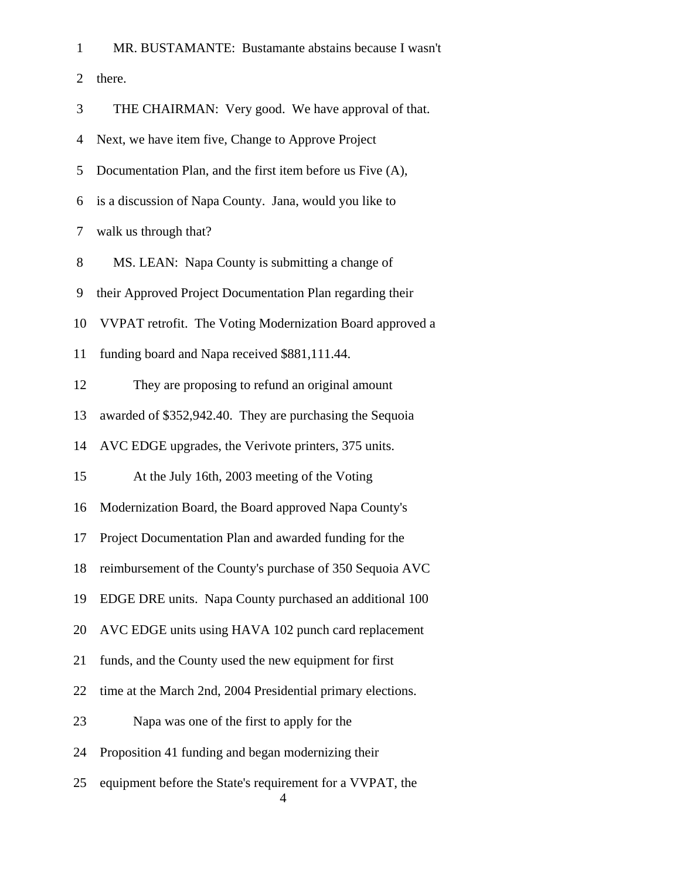1 MR. BUSTAMANTE: Bustamante abstains because I wasn't
2 there.
3 THE CHAIRMAN: Very good. We have approval of that.
4 Next, we have item five, Change to Approve Project
5 Documentation Plan, and the first item before us Five (A),
6 is a discussion of Napa County. Jana, would you like to
7 walk us through that?
8 MS. LEAN: Napa County is submitting a change of
9 their Approved Project Documentation Plan regarding their
10 VVPAT retrofit. The Voting Modernization Board approved a
11 funding board and Napa received $881,111.44.
12 They are proposing to refund an original amount
13 awarded of $352,942.40. They are purchasing the Sequoia
14 AVC EDGE upgrades, the Verivote printers, 375 units.
15 At the July 16th, 2003 meeting of the Voting
16 Modernization Board, the Board approved Napa County's
17 Project Documentation Plan and awarded funding for the
18 reimbursement of the County's purchase of 350 Sequoia AVC
19 EDGE DRE units. Napa County purchased an additional 100
20 AVC EDGE units using HAVA 102 punch card replacement
21 funds, and the County used the new equipment for first
22 time at the March 2nd, 2004 Presidential primary elections.
23 Napa was one of the first to apply for the
24 Proposition 41 funding and began modernizing their
25 equipment before the State's requirement for a VVPAT, the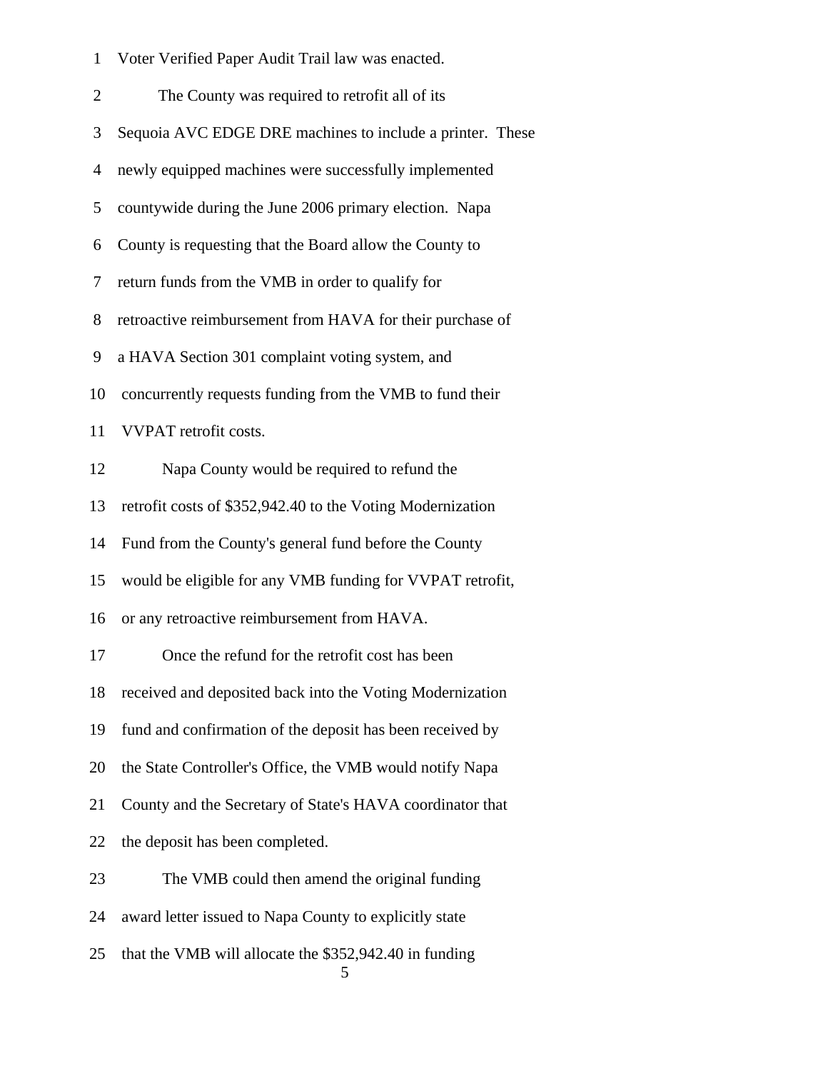Voter Verified Paper Audit Trail law was enacted.

The County was required to retrofit all of its Sequoia AVC EDGE DRE machines to include a printer. These newly equipped machines were successfully implemented countywide during the June 2006 primary election. Napa County is requesting that the Board allow the County to return funds from the VMB in order to qualify for retroactive reimbursement from HAVA for their purchase of a HAVA Section 301 complaint voting system, and concurrently requests funding from the VMB to fund their VVPAT retrofit costs.

Napa County would be required to refund the retrofit costs of $352,942.40 to the Voting Modernization Fund from the County's general fund before the County would be eligible for any VMB funding for VVPAT retrofit, or any retroactive reimbursement from HAVA.

Once the refund for the retrofit cost has been received and deposited back into the Voting Modernization fund and confirmation of the deposit has been received by the State Controller's Office, the VMB would notify Napa County and the Secretary of State's HAVA coordinator that the deposit has been completed.

The VMB could then amend the original funding award letter issued to Napa County to explicitly state that the VMB will allocate the $352,942.40 in funding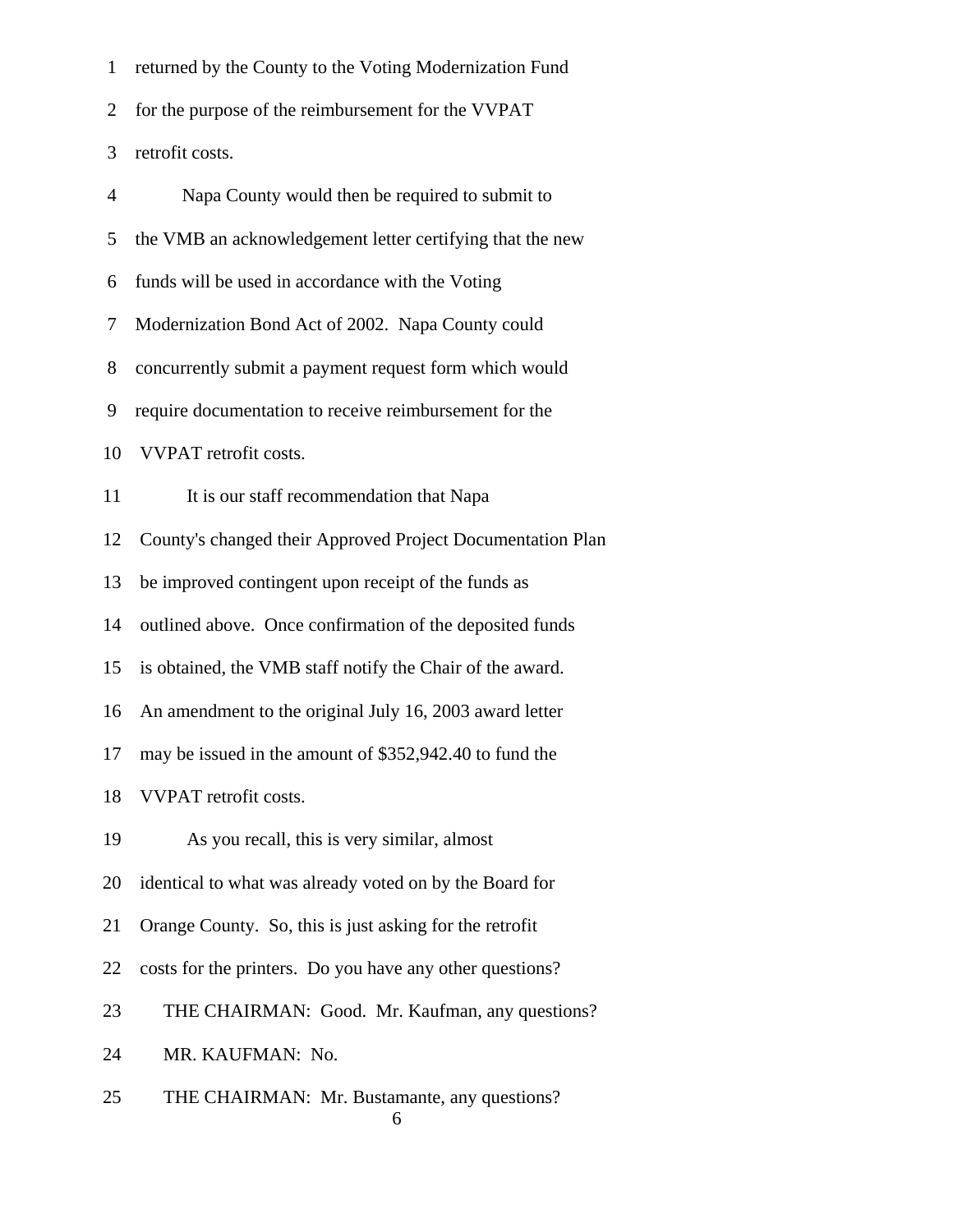1 returned by the County to the Voting Modernization Fund

2 for the purpose of the reimbursement for the VVPAT

3 retrofit costs.

4 Napa County would then be required to submit to

5 the VMB an acknowledgement letter certifying that the new

6 funds will be used in accordance with the Voting

7 Modernization Bond Act of 2002. Napa County could

8 concurrently submit a payment request form which would

9 require documentation to receive reimbursement for the

10 VVPAT retrofit costs.

11 It is our staff recommendation that Napa

12 County's changed their Approved Project Documentation Plan

13 be improved contingent upon receipt of the funds as

14 outlined above. Once confirmation of the deposited funds

15 is obtained, the VMB staff notify the Chair of the award.

16 An amendment to the original July 16, 2003 award letter

17 may be issued in the amount of $352,942.40 to fund the

18 VVPAT retrofit costs.

19 As you recall, this is very similar, almost

20 identical to what was already voted on by the Board for

21 Orange County. So, this is just asking for the retrofit

22 costs for the printers. Do you have any other questions?

23 THE CHAIRMAN: Good. Mr. Kaufman, any questions?

24 MR. KAUFMAN: No.

25 THE CHAIRMAN: Mr. Bustamante, any questions?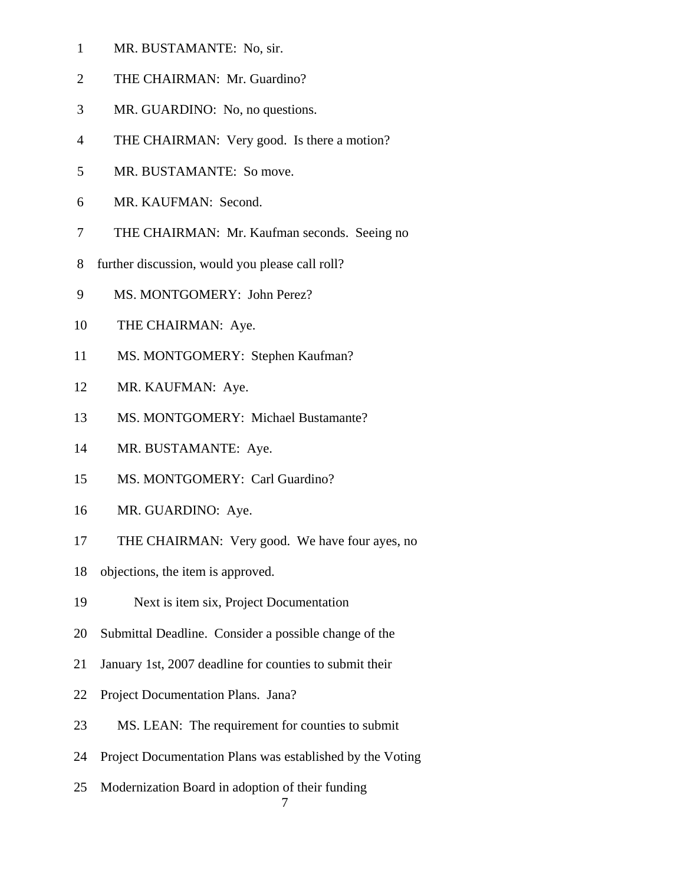MR. BUSTAMANTE: No, sir.

THE CHAIRMAN: Mr. Guardino?

MR. GUARDINO: No, no questions.

THE CHAIRMAN: Very good. Is there a motion?

MR. BUSTAMANTE: So move.

MR. KAUFMAN: Second.

THE CHAIRMAN: Mr. Kaufman seconds. Seeing no further discussion, would you please call roll?

MS. MONTGOMERY: John Perez?

THE CHAIRMAN: Aye.

MS. MONTGOMERY: Stephen Kaufman?

MR. KAUFMAN: Aye.

MS. MONTGOMERY: Michael Bustamante?

MR. BUSTAMANTE: Aye.

MS. MONTGOMERY: Carl Guardino?

MR. GUARDINO: Aye.

THE CHAIRMAN: Very good. We have four ayes, no objections, the item is approved.

Next is item six, Project Documentation Submittal Deadline. Consider a possible change of the January 1st, 2007 deadline for counties to submit their Project Documentation Plans. Jana?

MS. LEAN: The requirement for counties to submit Project Documentation Plans was established by the Voting Modernization Board in adoption of their funding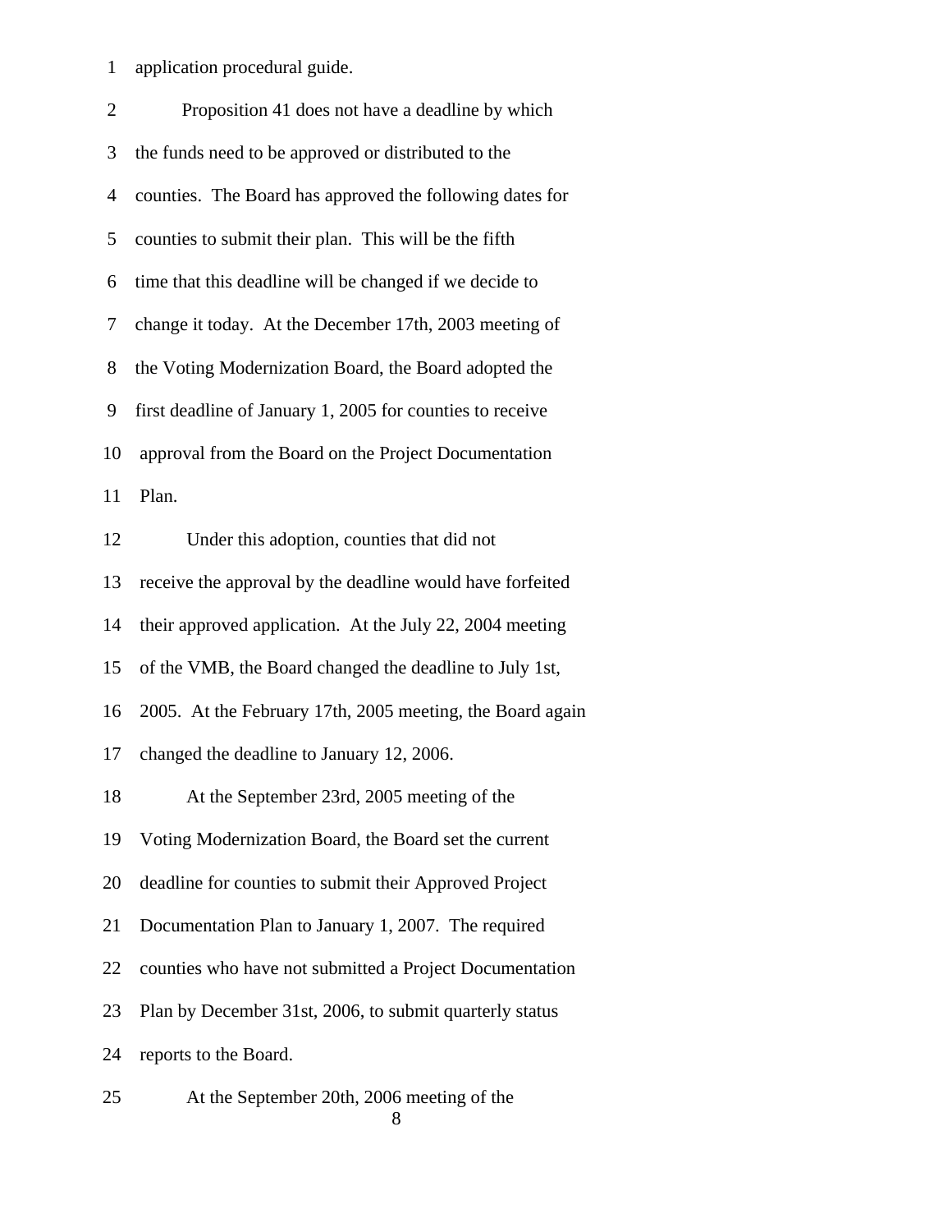application procedural guide.

Proposition 41 does not have a deadline by which the funds need to be approved or distributed to the counties. The Board has approved the following dates for counties to submit their plan. This will be the fifth time that this deadline will be changed if we decide to change it today. At the December 17th, 2003 meeting of the Voting Modernization Board, the Board adopted the first deadline of January 1, 2005 for counties to receive approval from the Board on the Project Documentation Plan.

Under this adoption, counties that did not receive the approval by the deadline would have forfeited their approved application. At the July 22, 2004 meeting of the VMB, the Board changed the deadline to July 1st, 2005. At the February 17th, 2005 meeting, the Board again changed the deadline to January 12, 2006.

At the September 23rd, 2005 meeting of the Voting Modernization Board, the Board set the current deadline for counties to submit their Approved Project Documentation Plan to January 1, 2007. The required counties who have not submitted a Project Documentation Plan by December 31st, 2006, to submit quarterly status reports to the Board.

At the September 20th, 2006 meeting of the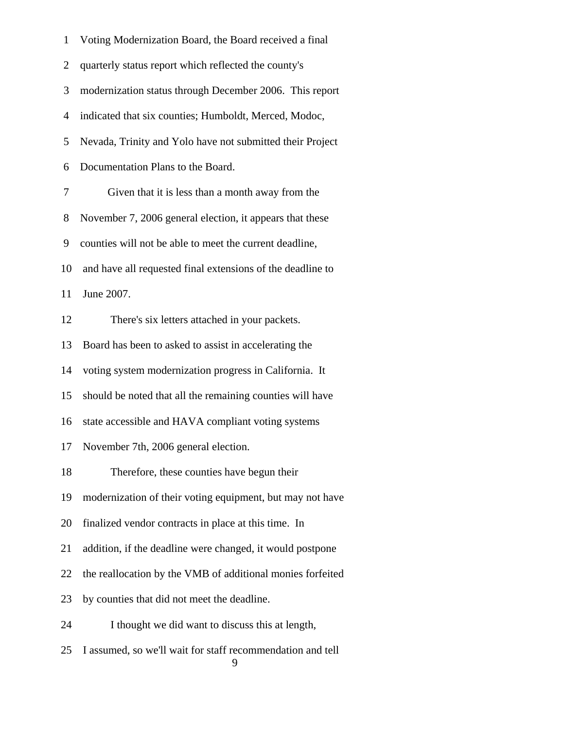Voting Modernization Board, the Board received a final quarterly status report which reflected the county's modernization status through December 2006. This report indicated that six counties; Humboldt, Merced, Modoc, Nevada, Trinity and Yolo have not submitted their Project Documentation Plans to the Board.

Given that it is less than a month away from the November 7, 2006 general election, it appears that these counties will not be able to meet the current deadline, and have all requested final extensions of the deadline to June 2007.

There's six letters attached in your packets. Board has been to asked to assist in accelerating the voting system modernization progress in California. It should be noted that all the remaining counties will have state accessible and HAVA compliant voting systems November 7th, 2006 general election.

Therefore, these counties have begun their modernization of their voting equipment, but may not have finalized vendor contracts in place at this time. In addition, if the deadline were changed, it would postpone the reallocation by the VMB of additional monies forfeited by counties that did not meet the deadline.

I thought we did want to discuss this at length, I assumed, so we'll wait for staff recommendation and tell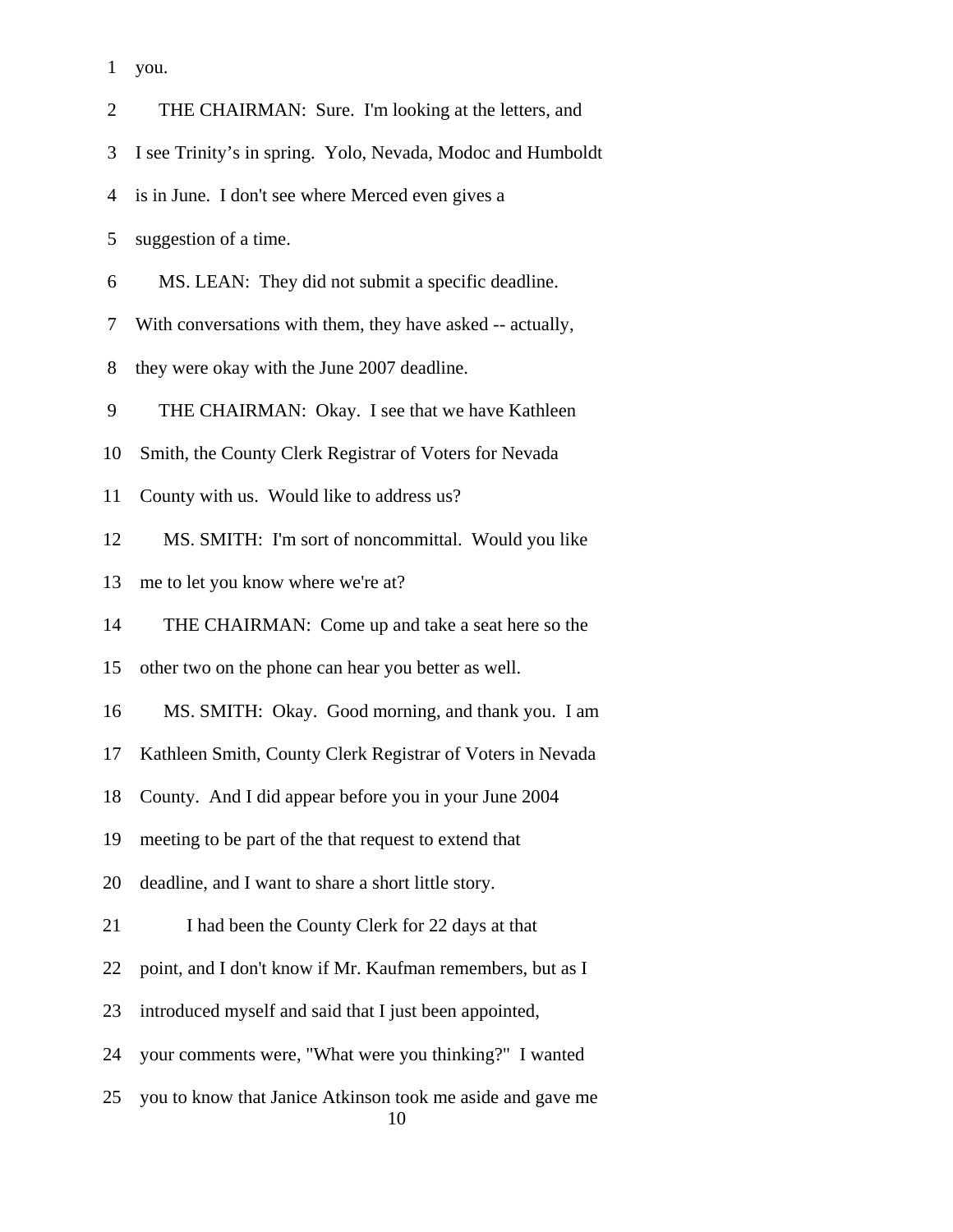1 you.

2 THE CHAIRMAN: Sure. I'm looking at the letters, and

3 I see Trinity's in spring. Yolo, Nevada, Modoc and Humboldt

4 is in June. I don't see where Merced even gives a

5 suggestion of a time.

6 MS. LEAN: They did not submit a specific deadline.

7 With conversations with them, they have asked -- actually,

8 they were okay with the June 2007 deadline.

9 THE CHAIRMAN: Okay. I see that we have Kathleen

10 Smith, the County Clerk Registrar of Voters for Nevada

11 County with us. Would like to address us?

12 MS. SMITH: I'm sort of noncommittal. Would you like

13 me to let you know where we're at?

14 THE CHAIRMAN: Come up and take a seat here so the

15 other two on the phone can hear you better as well.

16 MS. SMITH: Okay. Good morning, and thank you. I am

17 Kathleen Smith, County Clerk Registrar of Voters in Nevada

18 County. And I did appear before you in your June 2004

19 meeting to be part of the that request to extend that

20 deadline, and I want to share a short little story.

21 I had been the County Clerk for 22 days at that

22 point, and I don't know if Mr. Kaufman remembers, but as I

23 introduced myself and said that I just been appointed,

24 your comments were, "What were you thinking?" I wanted

25 you to know that Janice Atkinson took me aside and gave me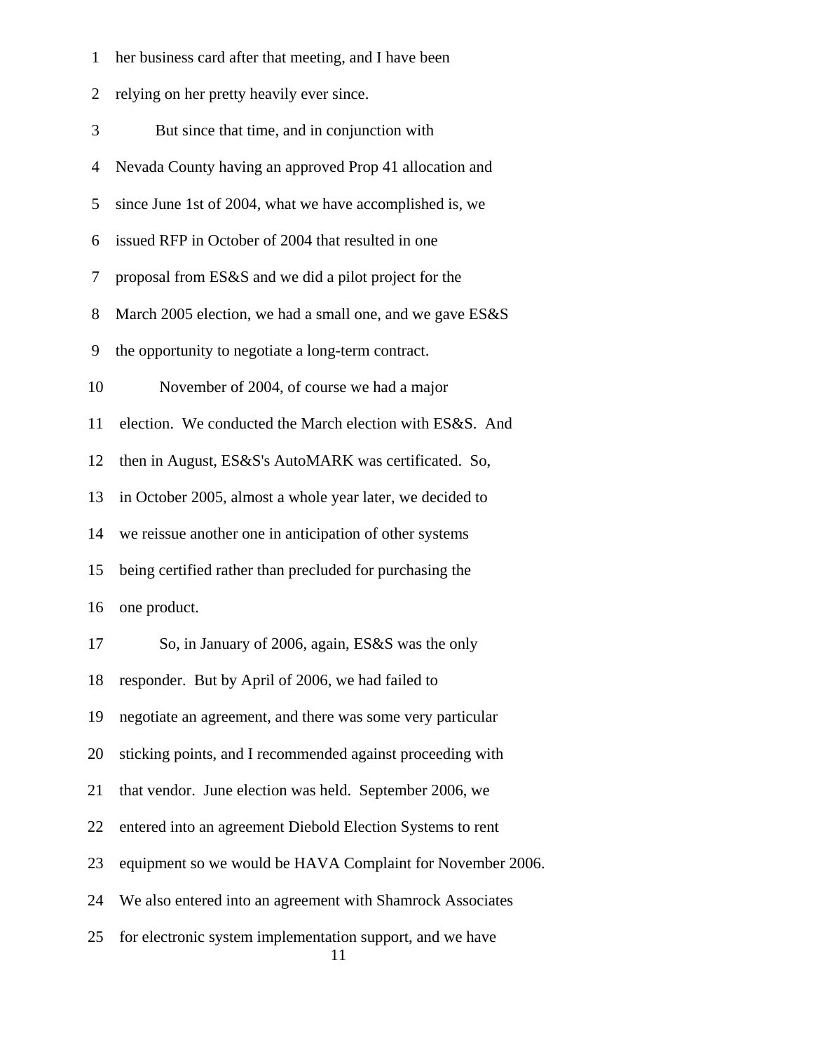1 her business card after that meeting, and I have been

2 relying on her pretty heavily ever since.

3 But since that time, and in conjunction with

4 Nevada County having an approved Prop 41 allocation and

5 since June 1st of 2004, what we have accomplished is, we

6 issued RFP in October of 2004 that resulted in one

7 proposal from ES&S and we did a pilot project for the

8 March 2005 election, we had a small one, and we gave ES&S

9 the opportunity to negotiate a long-term contract.

10 November of 2004, of course we had a major

11 election. We conducted the March election with ES&S. And

12 then in August, ES&S's AutoMARK was certificated. So,

13 in October 2005, almost a whole year later, we decided to

14 we reissue another one in anticipation of other systems

15 being certified rather than precluded for purchasing the

16 one product.

17 So, in January of 2006, again, ES&S was the only

18 responder. But by April of 2006, we had failed to

19 negotiate an agreement, and there was some very particular

20 sticking points, and I recommended against proceeding with

21 that vendor. June election was held. September 2006, we

22 entered into an agreement Diebold Election Systems to rent

23 equipment so we would be HAVA Complaint for November 2006.

24 We also entered into an agreement with Shamrock Associates

25 for electronic system implementation support, and we have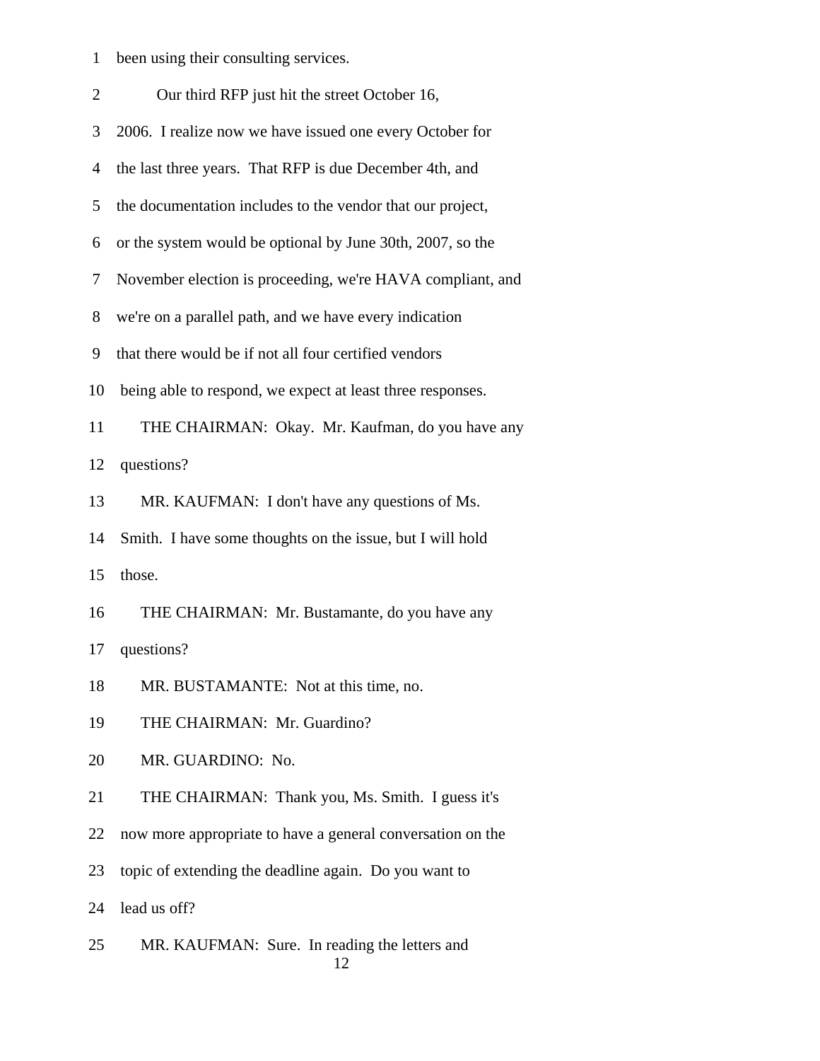been using their consulting services.

Our third RFP just hit the street October 16, 2006. I realize now we have issued one every October for the last three years. That RFP is due December 4th, and the documentation includes to the vendor that our project, or the system would be optional by June 30th, 2007, so the November election is proceeding, we're HAVA compliant, and we're on a parallel path, and we have every indication that there would be if not all four certified vendors being able to respond, we expect at least three responses.

THE CHAIRMAN: Okay. Mr. Kaufman, do you have any questions?

MR. KAUFMAN: I don't have any questions of Ms. Smith. I have some thoughts on the issue, but I will hold those.

THE CHAIRMAN: Mr. Bustamante, do you have any questions?

MR. BUSTAMANTE: Not at this time, no.

THE CHAIRMAN: Mr. Guardino?

MR. GUARDINO: No.

THE CHAIRMAN: Thank you, Ms. Smith. I guess it's now more appropriate to have a general conversation on the topic of extending the deadline again. Do you want to lead us off?

MR. KAUFMAN: Sure. In reading the letters and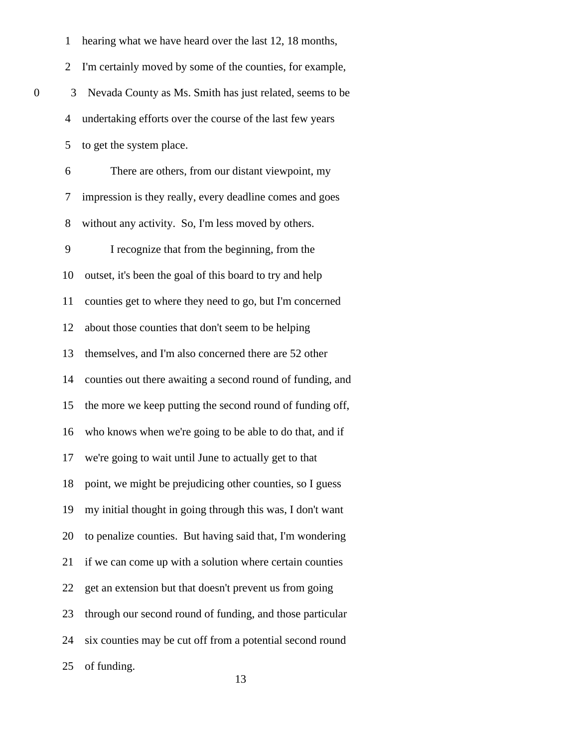hearing what we have heard over the last 12, 18 months, I'm certainly moved by some of the counties, for example, Nevada County as Ms. Smith has just related, seems to be undertaking efforts over the course of the last few years to get the system place.

There are others, from our distant viewpoint, my impression is they really, every deadline comes and goes without any activity. So, I'm less moved by others.

I recognize that from the beginning, from the outset, it's been the goal of this board to try and help counties get to where they need to go, but I'm concerned about those counties that don't seem to be helping themselves, and I'm also concerned there are 52 other counties out there awaiting a second round of funding, and the more we keep putting the second round of funding off, who knows when we're going to be able to do that, and if we're going to wait until June to actually get to that point, we might be prejudicing other counties, so I guess my initial thought in going through this was, I don't want to penalize counties. But having said that, I'm wondering if we can come up with a solution where certain counties get an extension but that doesn't prevent us from going through our second round of funding, and those particular six counties may be cut off from a potential second round of funding.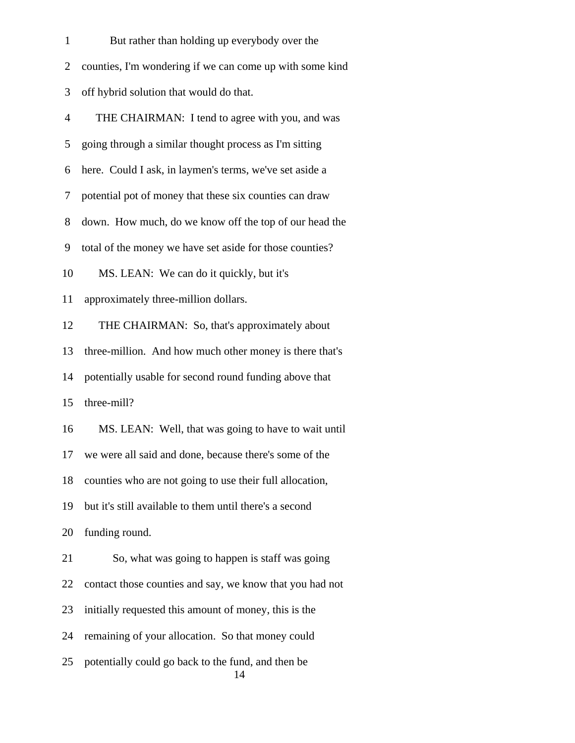1 But rather than holding up everybody over the

2 counties, I'm wondering if we can come up with some kind

3 off hybrid solution that would do that.

4 THE CHAIRMAN: I tend to agree with you, and was

5 going through a similar thought process as I'm sitting

6 here. Could I ask, in laymen's terms, we've set aside a

7 potential pot of money that these six counties can draw

8 down. How much, do we know off the top of our head the

9 total of the money we have set aside for those counties?

10 MS. LEAN: We can do it quickly, but it's

11 approximately three-million dollars.

12 THE CHAIRMAN: So, that's approximately about

13 three-million. And how much other money is there that's

14 potentially usable for second round funding above that

15 three-mill?

16 MS. LEAN: Well, that was going to have to wait until

17 we were all said and done, because there's some of the

18 counties who are not going to use their full allocation,

19 but it's still available to them until there's a second

20 funding round.

21 So, what was going to happen is staff was going

22 contact those counties and say, we know that you had not

23 initially requested this amount of money, this is the

24 remaining of your allocation. So that money could

25 potentially could go back to the fund, and then be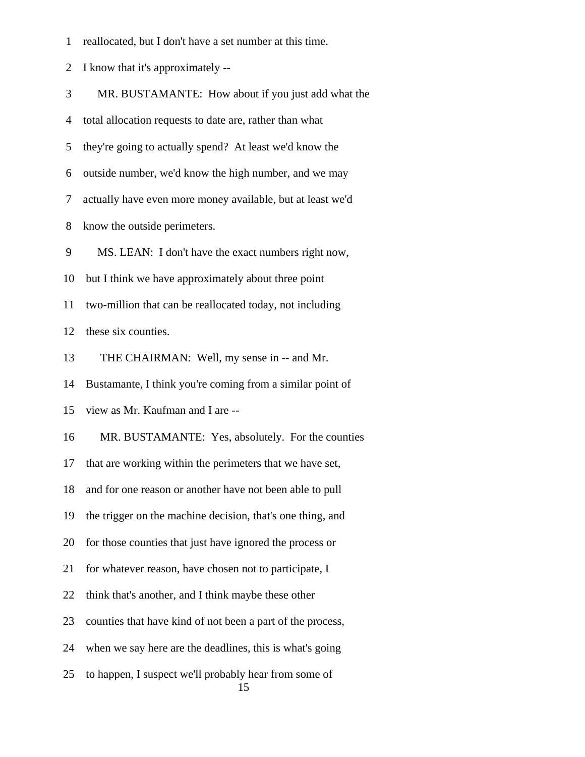1 reallocated, but I don't have a set number at this time.

2 I know that it's approximately --

3 MR. BUSTAMANTE: How about if you just add what the

4 total allocation requests to date are, rather than what

5 they're going to actually spend? At least we'd know the

6 outside number, we'd know the high number, and we may

7 actually have even more money available, but at least we'd

8 know the outside perimeters.

9 MS. LEAN: I don't have the exact numbers right now,

10 but I think we have approximately about three point

11 two-million that can be reallocated today, not including

12 these six counties.

13 THE CHAIRMAN: Well, my sense in -- and Mr.

14 Bustamante, I think you're coming from a similar point of

15 view as Mr. Kaufman and I are --

16 MR. BUSTAMANTE: Yes, absolutely. For the counties

17 that are working within the perimeters that we have set,

18 and for one reason or another have not been able to pull

19 the trigger on the machine decision, that's one thing, and

20 for those counties that just have ignored the process or

21 for whatever reason, have chosen not to participate, I

22 think that's another, and I think maybe these other

23 counties that have kind of not been a part of the process,

24 when we say here are the deadlines, this is what's going

25 to happen, I suspect we'll probably hear from some of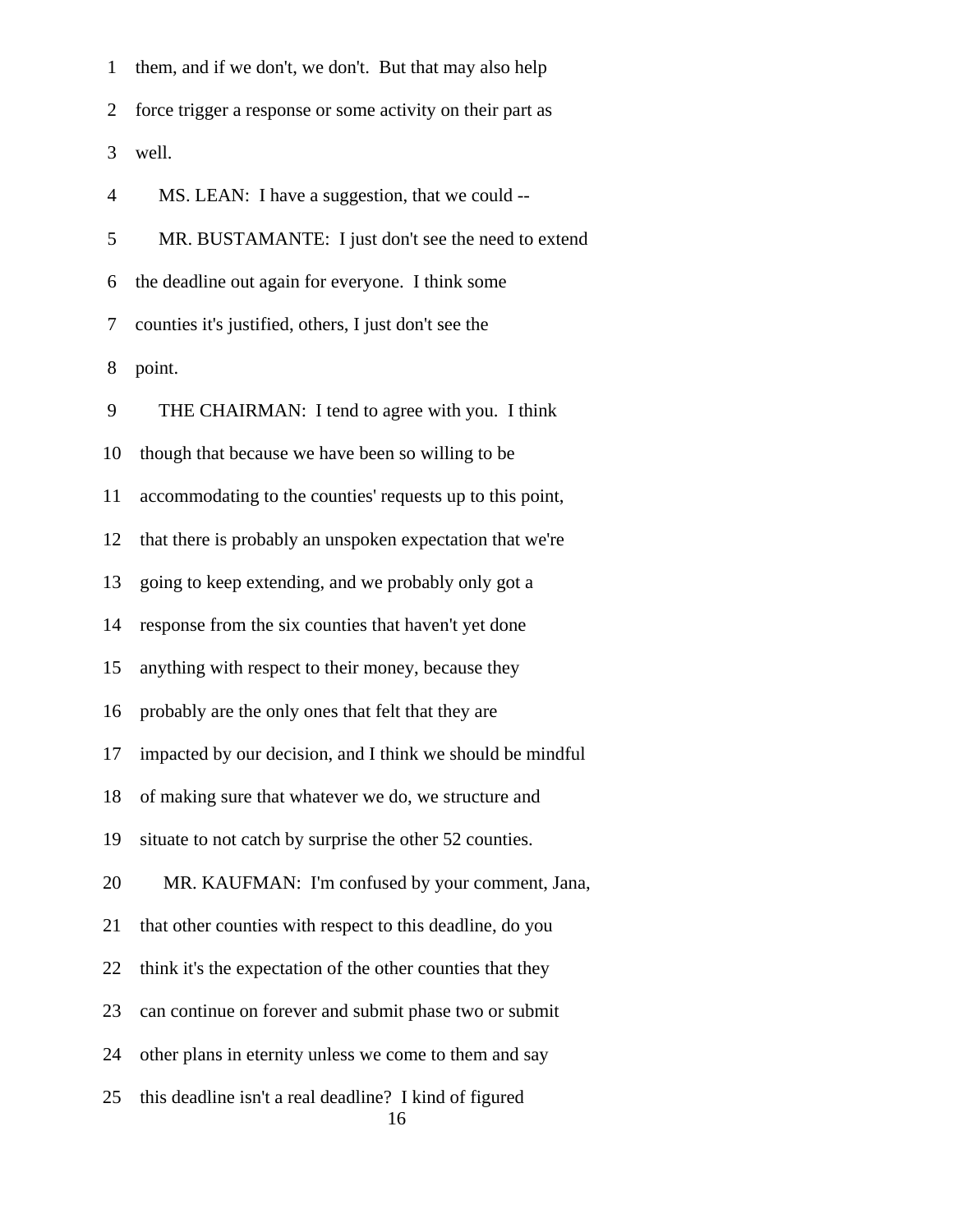1 them, and if we don't, we don't. But that may also help

2 force trigger a response or some activity on their part as

3 well.

4 MS. LEAN: I have a suggestion, that we could --

5 MR. BUSTAMANTE: I just don't see the need to extend

6 the deadline out again for everyone. I think some

7 counties it's justified, others, I just don't see the

8 point.

9 THE CHAIRMAN: I tend to agree with you. I think

10 though that because we have been so willing to be

11 accommodating to the counties' requests up to this point,

12 that there is probably an unspoken expectation that we're

13 going to keep extending, and we probably only got a

14 response from the six counties that haven't yet done

15 anything with respect to their money, because they

16 probably are the only ones that felt that they are

17 impacted by our decision, and I think we should be mindful

18 of making sure that whatever we do, we structure and

19 situate to not catch by surprise the other 52 counties.

20 MR. KAUFMAN: I'm confused by your comment, Jana,

21 that other counties with respect to this deadline, do you

22 think it's the expectation of the other counties that they

23 can continue on forever and submit phase two or submit

24 other plans in eternity unless we come to them and say

25 this deadline isn't a real deadline? I kind of figured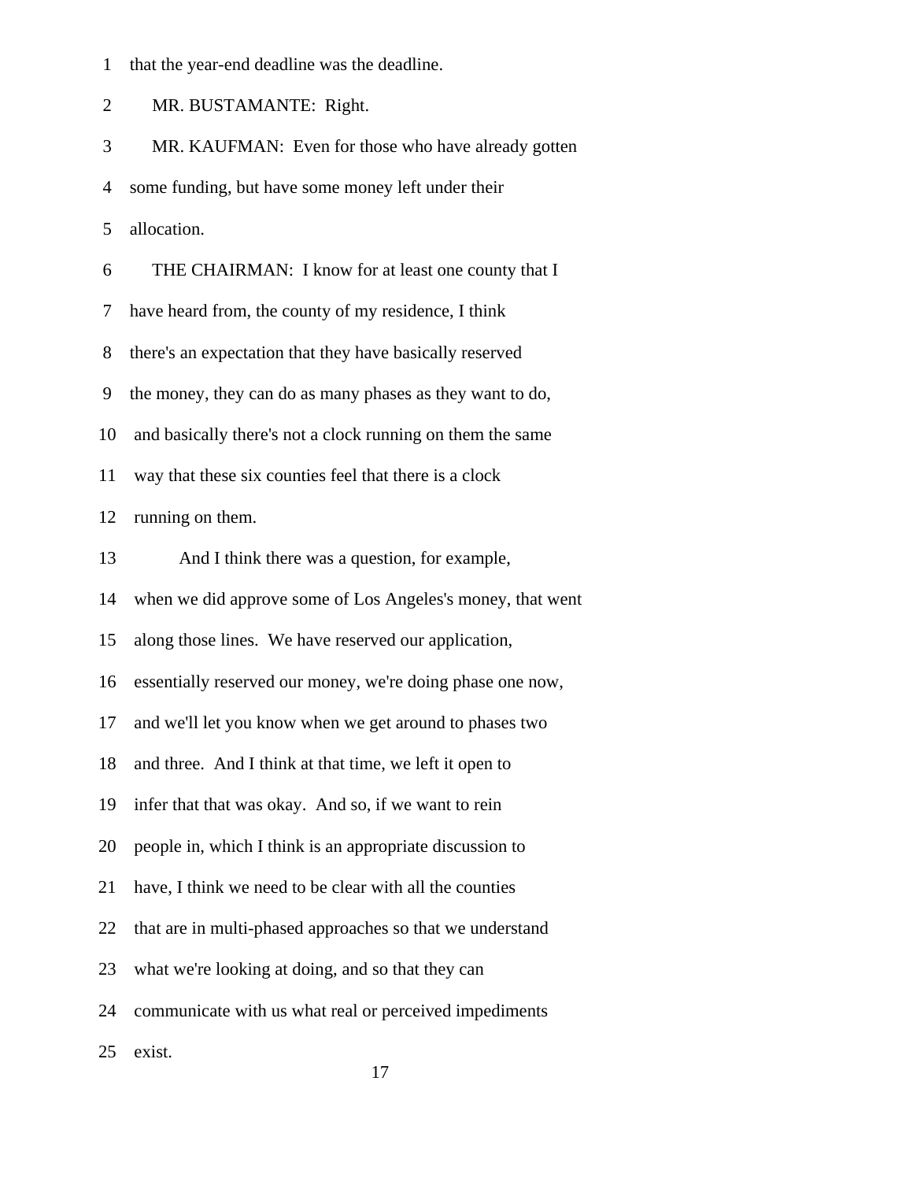that the year-end deadline was the deadline.

MR. BUSTAMANTE: Right.

MR. KAUFMAN: Even for those who have already gotten some funding, but have some money left under their allocation.

THE CHAIRMAN: I know for at least one county that I have heard from, the county of my residence, I think there's an expectation that they have basically reserved the money, they can do as many phases as they want to do, and basically there's not a clock running on them the same way that these six counties feel that there is a clock running on them.

And I think there was a question, for example, when we did approve some of Los Angeles's money, that went along those lines. We have reserved our application, essentially reserved our money, we're doing phase one now, and we'll let you know when we get around to phases two and three. And I think at that time, we left it open to infer that that was okay. And so, if we want to rein people in, which I think is an appropriate discussion to have, I think we need to be clear with all the counties that are in multi-phased approaches so that we understand what we're looking at doing, and so that they can communicate with us what real or perceived impediments exist.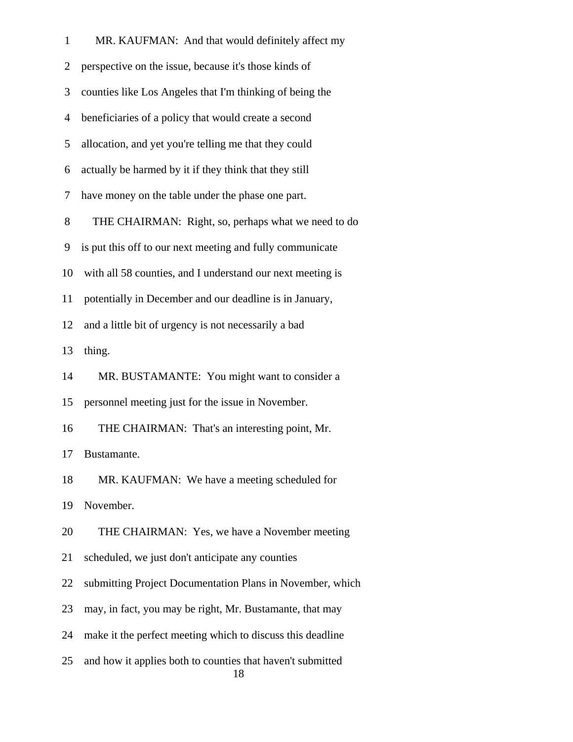1 MR. KAUFMAN: And that would definitely affect my

2 perspective on the issue, because it's those kinds of

3 counties like Los Angeles that I'm thinking of being the

4 beneficiaries of a policy that would create a second

5 allocation, and yet you're telling me that they could

6 actually be harmed by it if they think that they still

7 have money on the table under the phase one part.

8 THE CHAIRMAN: Right, so, perhaps what we need to do

9 is put this off to our next meeting and fully communicate

10 with all 58 counties, and I understand our next meeting is

11 potentially in December and our deadline is in January,

12 and a little bit of urgency is not necessarily a bad

13 thing.

14 MR. BUSTAMANTE: You might want to consider a

15 personnel meeting just for the issue in November.

16 THE CHAIRMAN: That's an interesting point, Mr.

17 Bustamante.

18 MR. KAUFMAN: We have a meeting scheduled for

19 November.

20 THE CHAIRMAN: Yes, we have a November meeting

21 scheduled, we just don't anticipate any counties

22 submitting Project Documentation Plans in November, which

23 may, in fact, you may be right, Mr. Bustamante, that may

24 make it the perfect meeting which to discuss this deadline

25 and how it applies both to counties that haven't submitted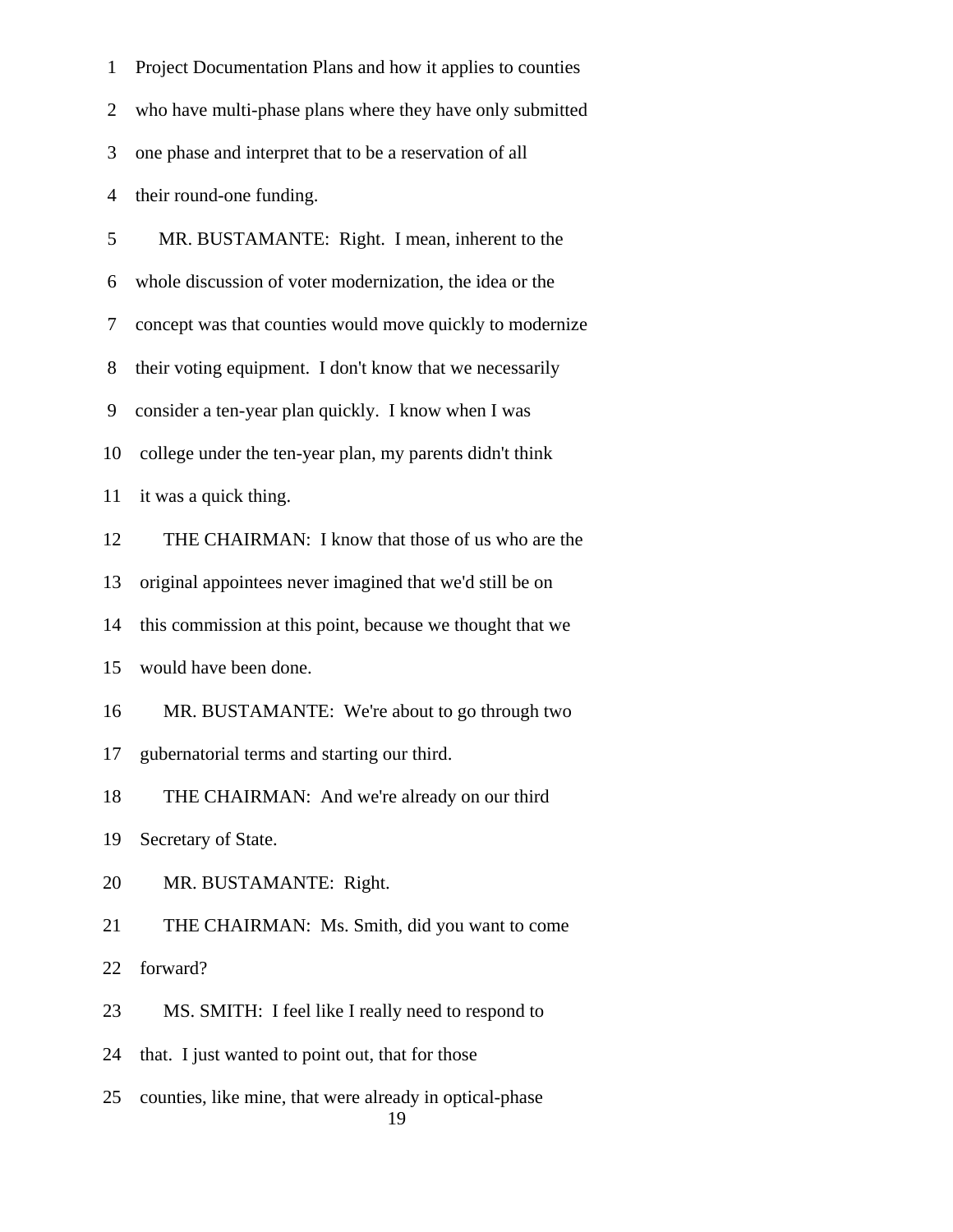1 Project Documentation Plans and how it applies to counties

2 who have multi-phase plans where they have only submitted

3 one phase and interpret that to be a reservation of all

4 their round-one funding.

5 MR. BUSTAMANTE: Right. I mean, inherent to the

6 whole discussion of voter modernization, the idea or the

7 concept was that counties would move quickly to modernize

8 their voting equipment. I don't know that we necessarily

9 consider a ten-year plan quickly. I know when I was

10 college under the ten-year plan, my parents didn't think

11 it was a quick thing.

12 THE CHAIRMAN: I know that those of us who are the

13 original appointees never imagined that we'd still be on

14 this commission at this point, because we thought that we

15 would have been done.

16 MR. BUSTAMANTE: We're about to go through two

17 gubernatorial terms and starting our third.

18 THE CHAIRMAN: And we're already on our third

19 Secretary of State.

20 MR. BUSTAMANTE: Right.

21 THE CHAIRMAN: Ms. Smith, did you want to come

22 forward?

23 MS. SMITH: I feel like I really need to respond to

24 that. I just wanted to point out, that for those

25 counties, like mine, that were already in optical-phase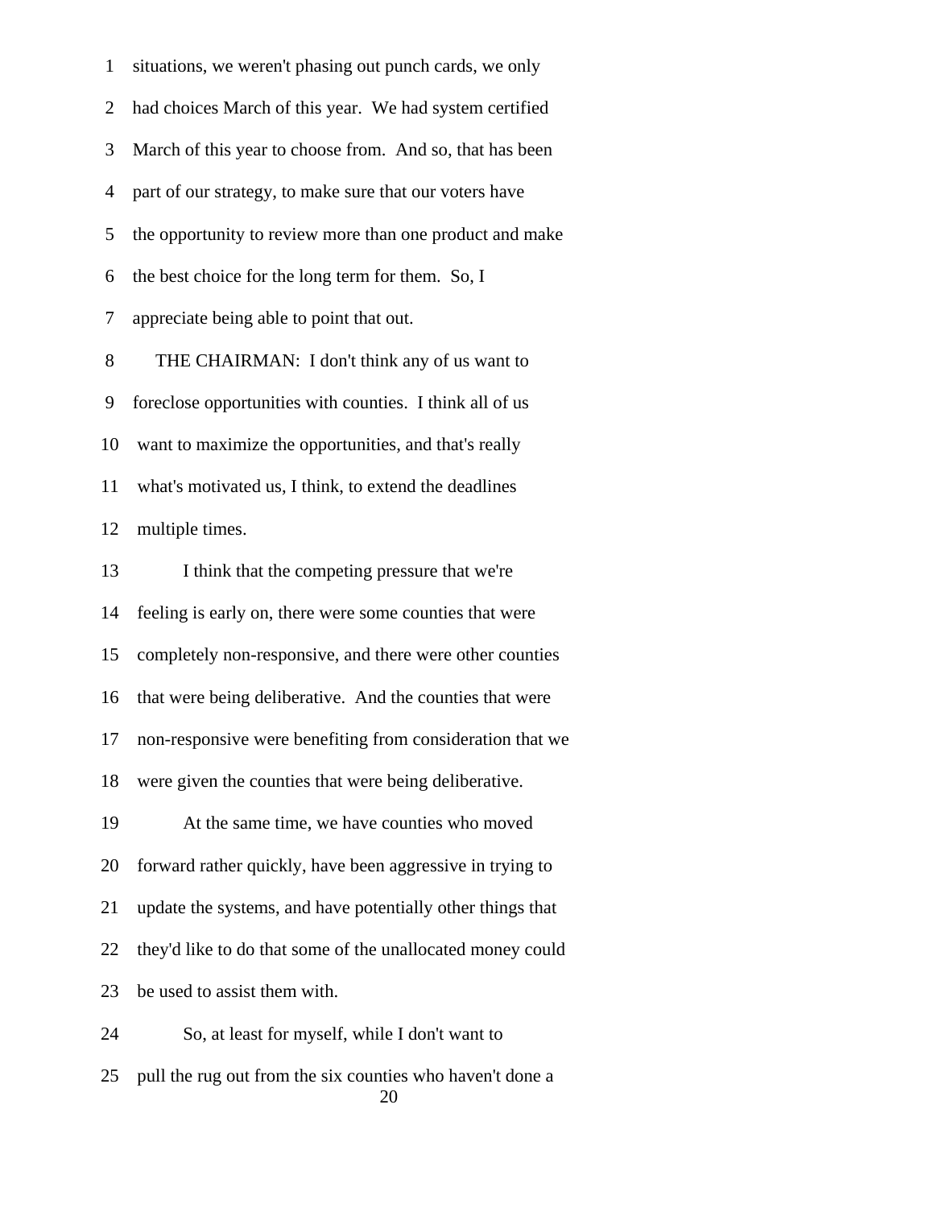situations, we weren't phasing out punch cards, we only had choices March of this year. We had system certified March of this year to choose from. And so, that has been part of our strategy, to make sure that our voters have the opportunity to review more than one product and make the best choice for the long term for them. So, I appreciate being able to point that out.

THE CHAIRMAN: I don't think any of us want to foreclose opportunities with counties. I think all of us want to maximize the opportunities, and that's really what's motivated us, I think, to extend the deadlines multiple times.

I think that the competing pressure that we're feeling is early on, there were some counties that were completely non-responsive, and there were other counties that were being deliberative. And the counties that were non-responsive were benefiting from consideration that we were given the counties that were being deliberative.

At the same time, we have counties who moved forward rather quickly, have been aggressive in trying to update the systems, and have potentially other things that they'd like to do that some of the unallocated money could be used to assist them with.

So, at least for myself, while I don't want to pull the rug out from the six counties who haven't done a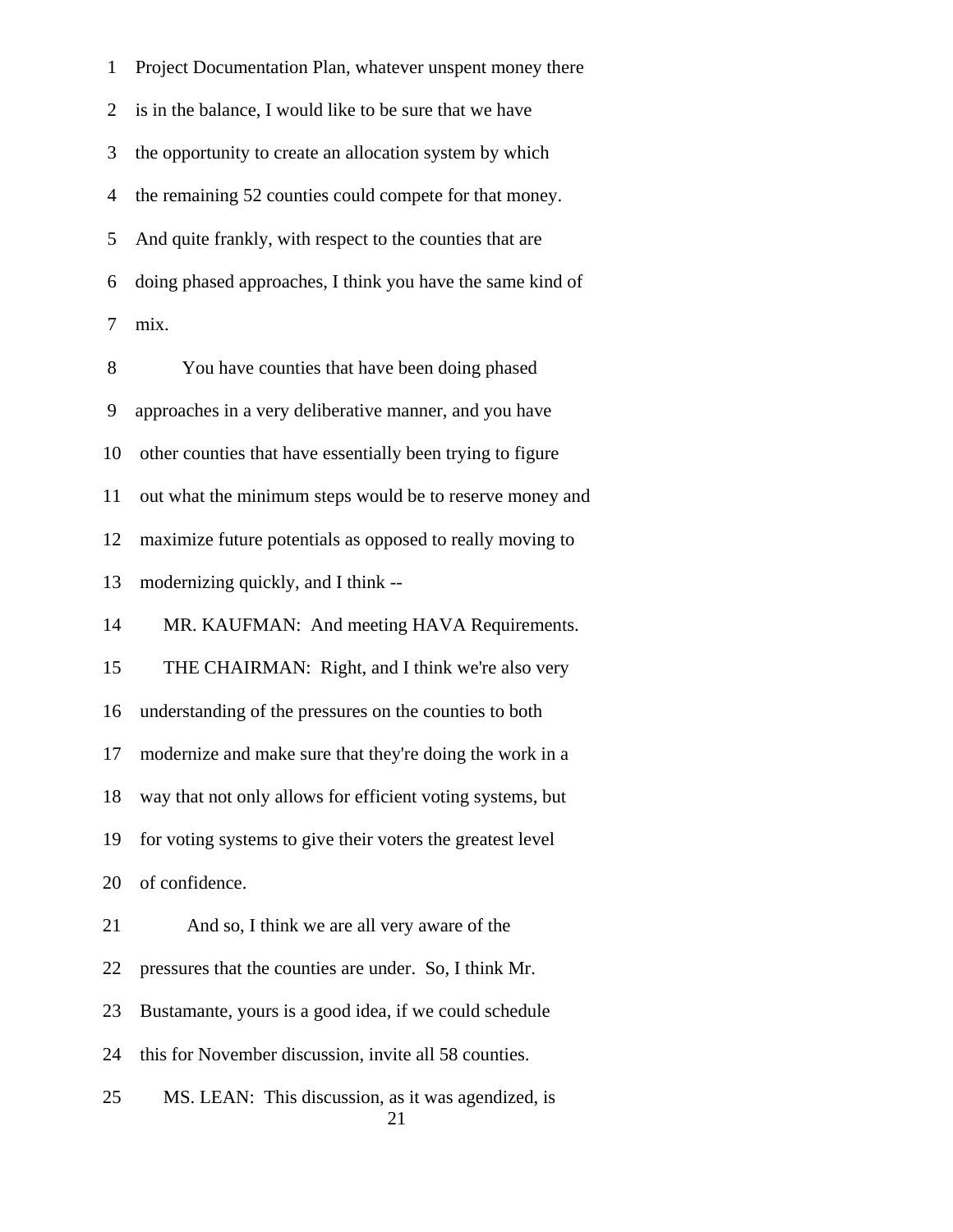Project Documentation Plan, whatever unspent money there is in the balance, I would like to be sure that we have the opportunity to create an allocation system by which the remaining 52 counties could compete for that money. And quite frankly, with respect to the counties that are doing phased approaches, I think you have the same kind of mix.

You have counties that have been doing phased approaches in a very deliberative manner, and you have other counties that have essentially been trying to figure out what the minimum steps would be to reserve money and maximize future potentials as opposed to really moving to modernizing quickly, and I think --

MR. KAUFMAN: And meeting HAVA Requirements.

THE CHAIRMAN: Right, and I think we're also very understanding of the pressures on the counties to both modernize and make sure that they're doing the work in a way that not only allows for efficient voting systems, but for voting systems to give their voters the greatest level of confidence.

And so, I think we are all very aware of the pressures that the counties are under. So, I think Mr. Bustamante, yours is a good idea, if we could schedule this for November discussion, invite all 58 counties.

MS. LEAN: This discussion, as it was agendized, is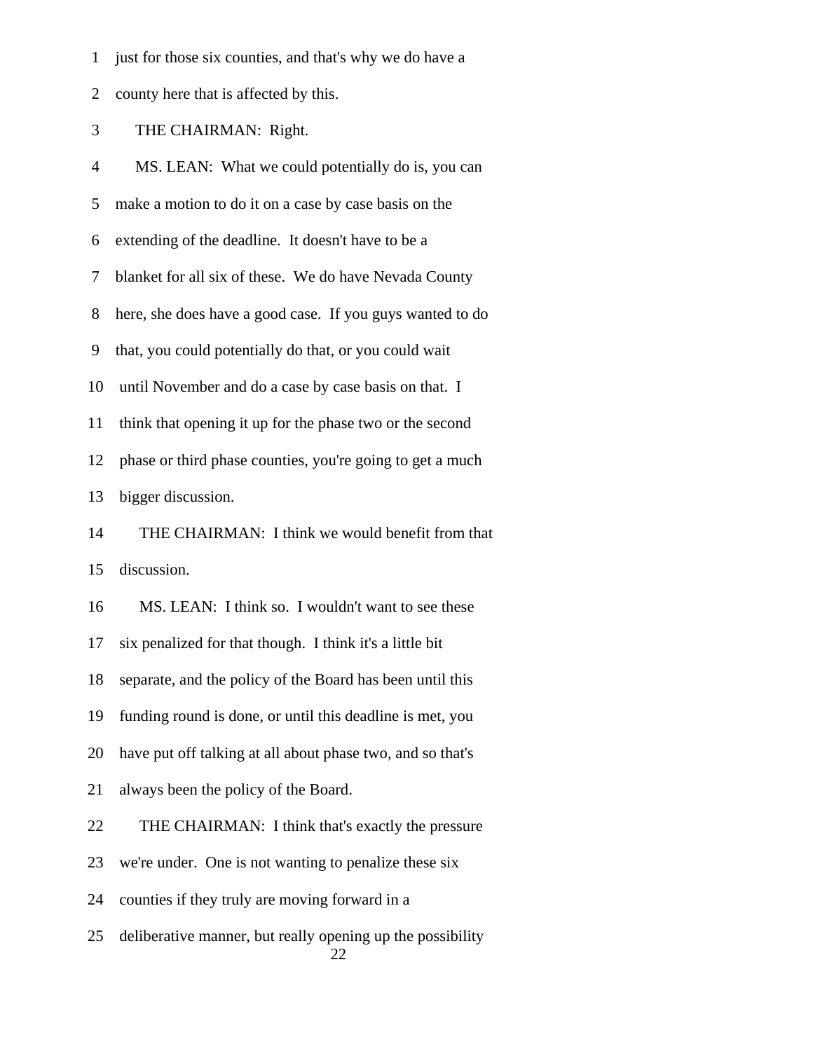1 just for those six counties, and that's why we do have a

2 county here that is affected by this.

3 THE CHAIRMAN: Right.

4 MS. LEAN: What we could potentially do is, you can

5 make a motion to do it on a case by case basis on the

6 extending of the deadline. It doesn't have to be a

7 blanket for all six of these. We do have Nevada County

8 here, she does have a good case. If you guys wanted to do

9 that, you could potentially do that, or you could wait

10 until November and do a case by case basis on that. I

11 think that opening it up for the phase two or the second

12 phase or third phase counties, you're going to get a much

13 bigger discussion.

14 THE CHAIRMAN: I think we would benefit from that

15 discussion.

16 MS. LEAN: I think so. I wouldn't want to see these

17 six penalized for that though. I think it's a little bit

18 separate, and the policy of the Board has been until this

19 funding round is done, or until this deadline is met, you

20 have put off talking at all about phase two, and so that's

21 always been the policy of the Board.

22 THE CHAIRMAN: I think that's exactly the pressure

23 we're under. One is not wanting to penalize these six

24 counties if they truly are moving forward in a

25 deliberative manner, but really opening up the possibility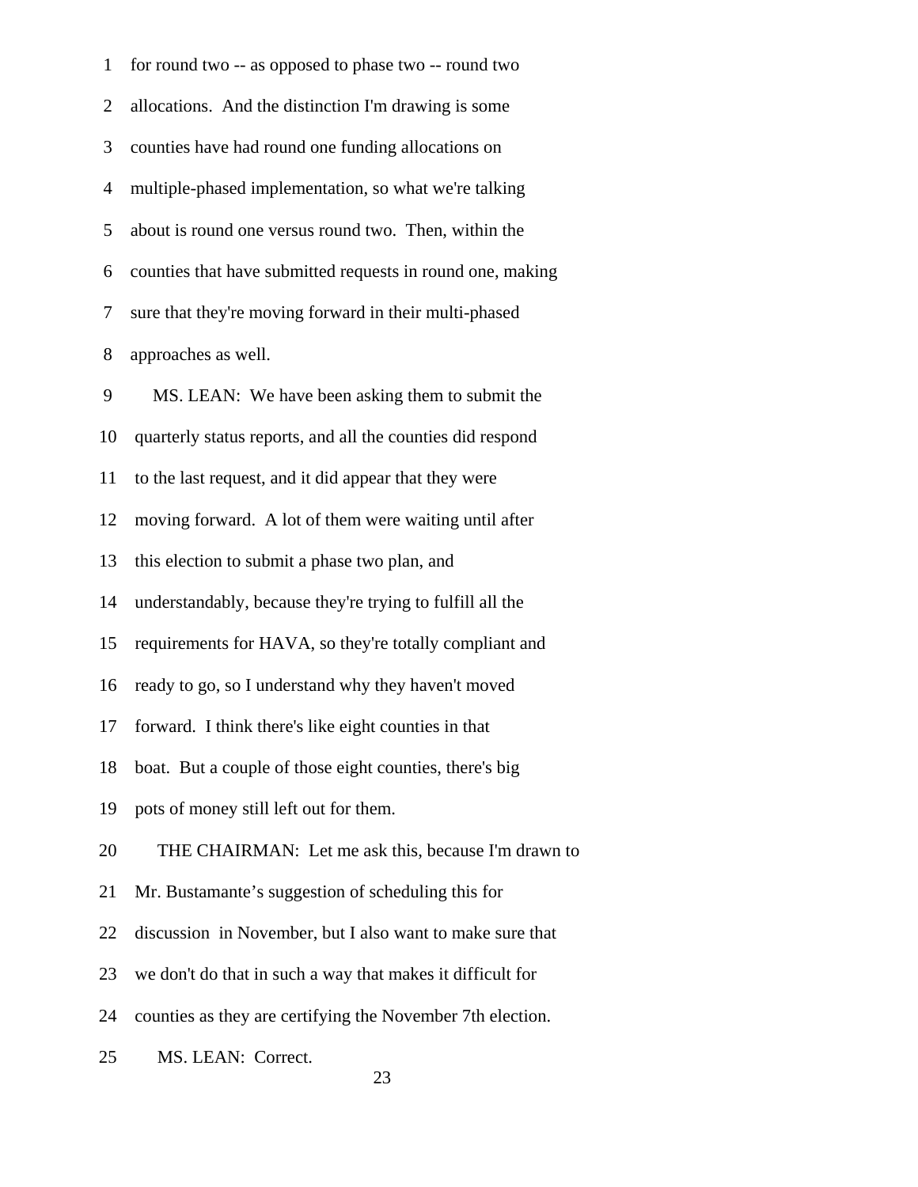1 for round two -- as opposed to phase two -- round two

2 allocations. And the distinction I'm drawing is some

3 counties have had round one funding allocations on

4 multiple-phased implementation, so what we're talking

5 about is round one versus round two. Then, within the

6 counties that have submitted requests in round one, making

7 sure that they're moving forward in their multi-phased

8 approaches as well.

9 MS. LEAN: We have been asking them to submit the

10 quarterly status reports, and all the counties did respond

11 to the last request, and it did appear that they were

12 moving forward. A lot of them were waiting until after

13 this election to submit a phase two plan, and

14 understandably, because they're trying to fulfill all the

15 requirements for HAVA, so they're totally compliant and

16 ready to go, so I understand why they haven't moved

17 forward. I think there's like eight counties in that

18 boat. But a couple of those eight counties, there's big

19 pots of money still left out for them.

20 THE CHAIRMAN: Let me ask this, because I'm drawn to

21 Mr. Bustamante's suggestion of scheduling this for

22 discussion in November, but I also want to make sure that

23 we don't do that in such a way that makes it difficult for

24 counties as they are certifying the November 7th election.

25 MS. LEAN: Correct.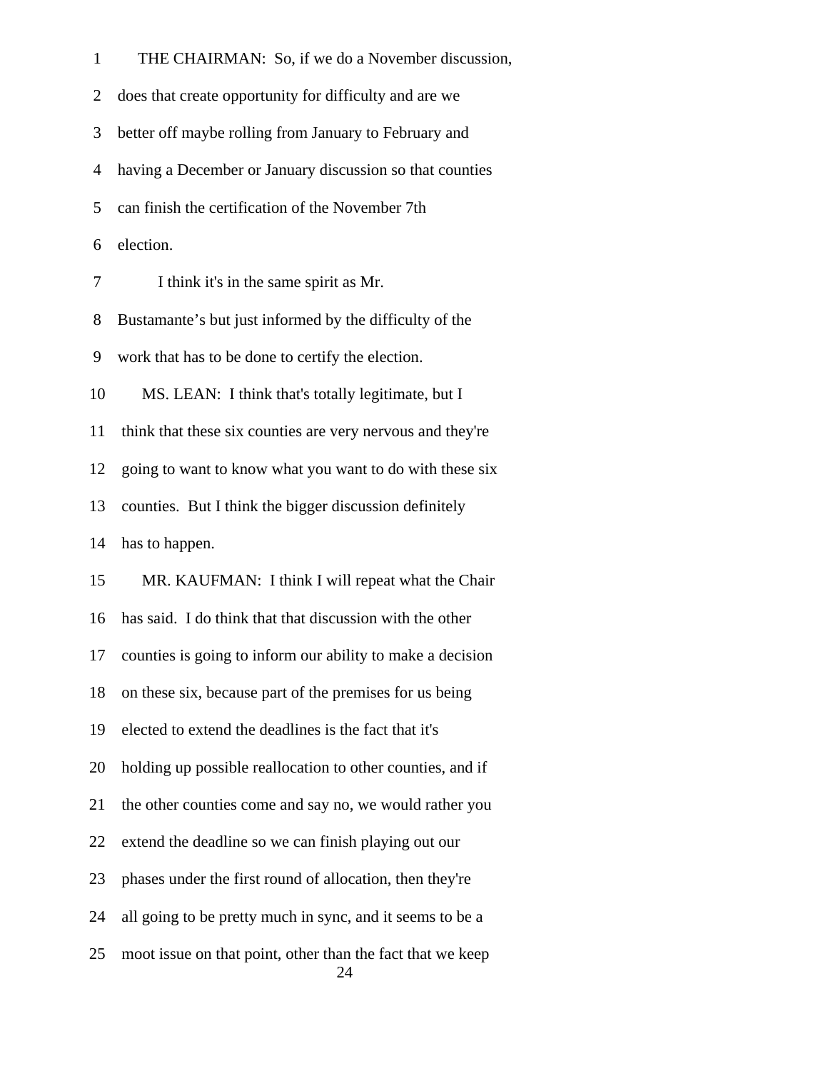THE CHAIRMAN: So, if we do a November discussion, does that create opportunity for difficulty and are we better off maybe rolling from January to February and having a December or January discussion so that counties can finish the certification of the November 7th election.

I think it's in the same spirit as Mr. Bustamante's but just informed by the difficulty of the work that has to be done to certify the election.

MS. LEAN: I think that's totally legitimate, but I think that these six counties are very nervous and they're going to want to know what you want to do with these six counties. But I think the bigger discussion definitely has to happen.

MR. KAUFMAN: I think I will repeat what the Chair has said. I do think that that discussion with the other counties is going to inform our ability to make a decision on these six, because part of the premises for us being elected to extend the deadlines is the fact that it's holding up possible reallocation to other counties, and if the other counties come and say no, we would rather you extend the deadline so we can finish playing out our phases under the first round of allocation, then they're all going to be pretty much in sync, and it seems to be a moot issue on that point, other than the fact that we keep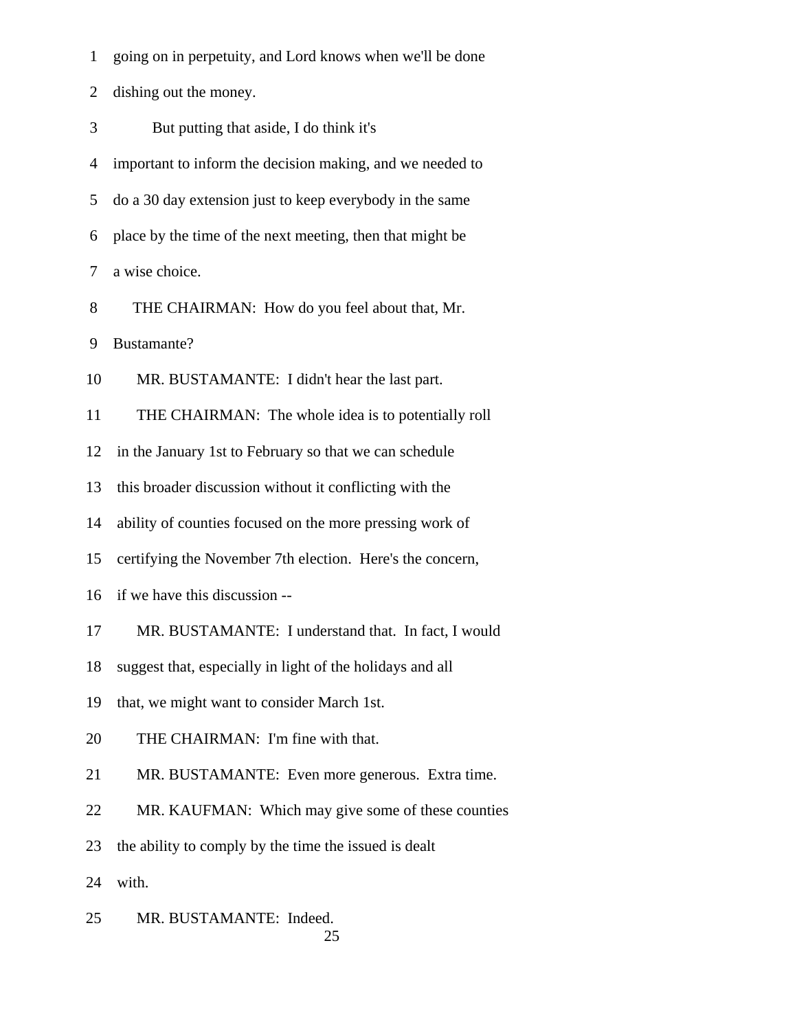1 going on in perpetuity, and Lord knows when we'll be done

2 dishing out the money.

3 But putting that aside, I do think it's

4 important to inform the decision making, and we needed to

5 do a 30 day extension just to keep everybody in the same

6 place by the time of the next meeting, then that might be

7 a wise choice.

8 THE CHAIRMAN: How do you feel about that, Mr.

9 Bustamante?

10 MR. BUSTAMANTE: I didn't hear the last part.

11 THE CHAIRMAN: The whole idea is to potentially roll

12 in the January 1st to February so that we can schedule

13 this broader discussion without it conflicting with the

14 ability of counties focused on the more pressing work of

15 certifying the November 7th election. Here's the concern,

16 if we have this discussion --

17 MR. BUSTAMANTE: I understand that. In fact, I would

18 suggest that, especially in light of the holidays and all

19 that, we might want to consider March 1st.

20 THE CHAIRMAN: I'm fine with that.

21 MR. BUSTAMANTE: Even more generous. Extra time.

22 MR. KAUFMAN: Which may give some of these counties

23 the ability to comply by the time the issued is dealt

24 with.

25 MR. BUSTAMANTE: Indeed.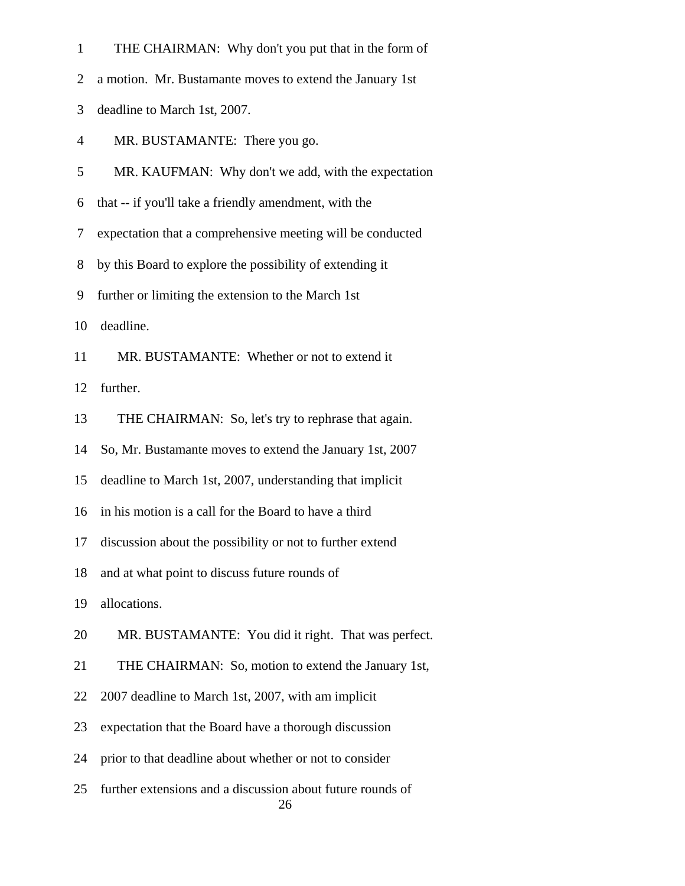1 THE CHAIRMAN: Why don't you put that in the form of

2 a motion. Mr. Bustamante moves to extend the January 1st

3 deadline to March 1st, 2007.

4 MR. BUSTAMANTE: There you go.

5 MR. KAUFMAN: Why don't we add, with the expectation

6 that -- if you'll take a friendly amendment, with the

7 expectation that a comprehensive meeting will be conducted

8 by this Board to explore the possibility of extending it

9 further or limiting the extension to the March 1st

10 deadline.

11 MR. BUSTAMANTE: Whether or not to extend it

12 further.

13 THE CHAIRMAN: So, let's try to rephrase that again.

14 So, Mr. Bustamante moves to extend the January 1st, 2007

15 deadline to March 1st, 2007, understanding that implicit

16 in his motion is a call for the Board to have a third

17 discussion about the possibility or not to further extend

18 and at what point to discuss future rounds of

19 allocations.

20 MR. BUSTAMANTE: You did it right. That was perfect.

21 THE CHAIRMAN: So, motion to extend the January 1st,

22 2007 deadline to March 1st, 2007, with am implicit

23 expectation that the Board have a thorough discussion

24 prior to that deadline about whether or not to consider

25 further extensions and a discussion about future rounds of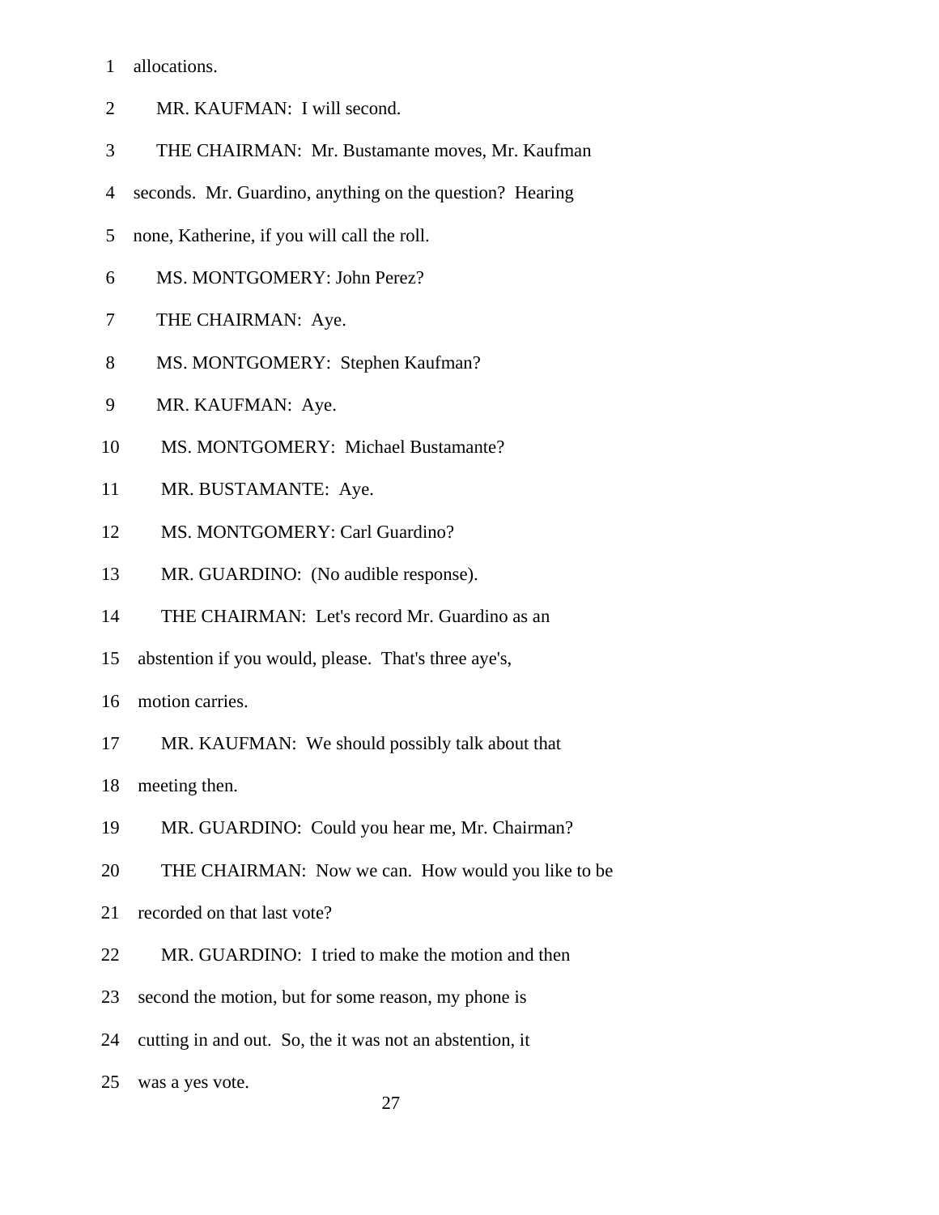1 allocations.

2 MR. KAUFMAN: I will second.

3 THE CHAIRMAN: Mr. Bustamante moves, Mr. Kaufman

4 seconds. Mr. Guardino, anything on the question? Hearing

5 none, Katherine, if you will call the roll.

6 MS. MONTGOMERY: John Perez?

7 THE CHAIRMAN: Aye.

8 MS. MONTGOMERY: Stephen Kaufman?

9 MR. KAUFMAN: Aye.

10 MS. MONTGOMERY: Michael Bustamante?

11 MR. BUSTAMANTE: Aye.

12 MS. MONTGOMERY: Carl Guardino?

13 MR. GUARDINO: (No audible response).

14 THE CHAIRMAN: Let's record Mr. Guardino as an

15 abstention if you would, please. That's three aye's,

16 motion carries.

17 MR. KAUFMAN: We should possibly talk about that

18 meeting then.

19 MR. GUARDINO: Could you hear me, Mr. Chairman?

20 THE CHAIRMAN: Now we can. How would you like to be

21 recorded on that last vote?

22 MR. GUARDINO: I tried to make the motion and then

23 second the motion, but for some reason, my phone is

24 cutting in and out. So, the it was not an abstention, it

25 was a yes vote.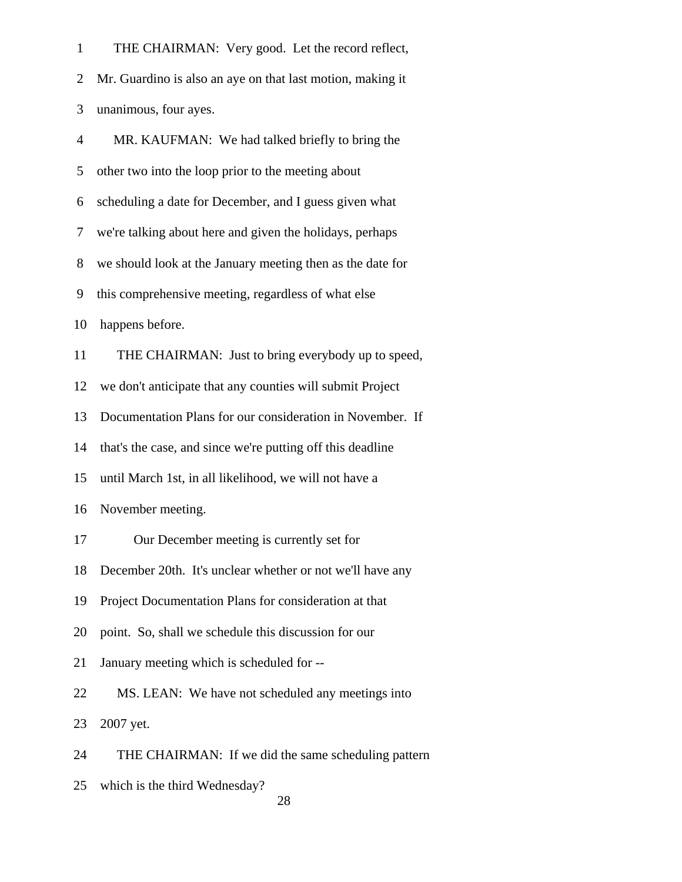1 THE CHAIRMAN: Very good. Let the record reflect,

2 Mr. Guardino is also an aye on that last motion, making it

3 unanimous, four ayes.

4 MR. KAUFMAN: We had talked briefly to bring the

5 other two into the loop prior to the meeting about

6 scheduling a date for December, and I guess given what

7 we're talking about here and given the holidays, perhaps

8 we should look at the January meeting then as the date for

9 this comprehensive meeting, regardless of what else

10 happens before.

11 THE CHAIRMAN: Just to bring everybody up to speed,

12 we don't anticipate that any counties will submit Project

13 Documentation Plans for our consideration in November. If

14 that's the case, and since we're putting off this deadline

15 until March 1st, in all likelihood, we will not have a

16 November meeting.

17 Our December meeting is currently set for

18 December 20th. It's unclear whether or not we'll have any

19 Project Documentation Plans for consideration at that

20 point. So, shall we schedule this discussion for our

21 January meeting which is scheduled for --

22 MS. LEAN: We have not scheduled any meetings into

23 2007 yet.

24 THE CHAIRMAN: If we did the same scheduling pattern

25 which is the third Wednesday?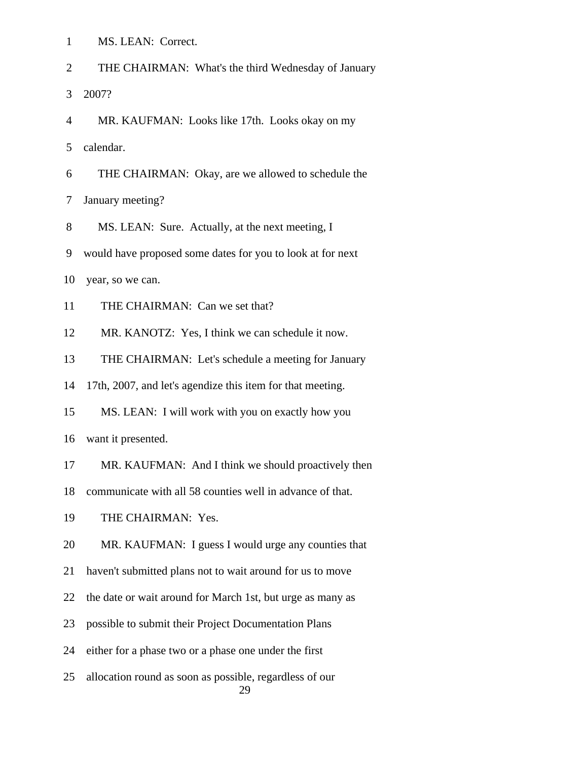1 MS. LEAN: Correct.

2 THE CHAIRMAN: What's the third Wednesday of January

3 2007?

4 MR. KAUFMAN: Looks like 17th. Looks okay on my

5 calendar.

6 THE CHAIRMAN: Okay, are we allowed to schedule the

7 January meeting?

8 MS. LEAN: Sure. Actually, at the next meeting, I

9 would have proposed some dates for you to look at for next

10 year, so we can.

11 THE CHAIRMAN: Can we set that?

12 MR. KANOTZ: Yes, I think we can schedule it now.

13 THE CHAIRMAN: Let's schedule a meeting for January

14 17th, 2007, and let's agendize this item for that meeting.

15 MS. LEAN: I will work with you on exactly how you

16 want it presented.

17 MR. KAUFMAN: And I think we should proactively then

18 communicate with all 58 counties well in advance of that.

19 THE CHAIRMAN: Yes.

20 MR. KAUFMAN: I guess I would urge any counties that

21 haven't submitted plans not to wait around for us to move

22 the date or wait around for March 1st, but urge as many as

23 possible to submit their Project Documentation Plans

24 either for a phase two or a phase one under the first

25 allocation round as soon as possible, regardless of our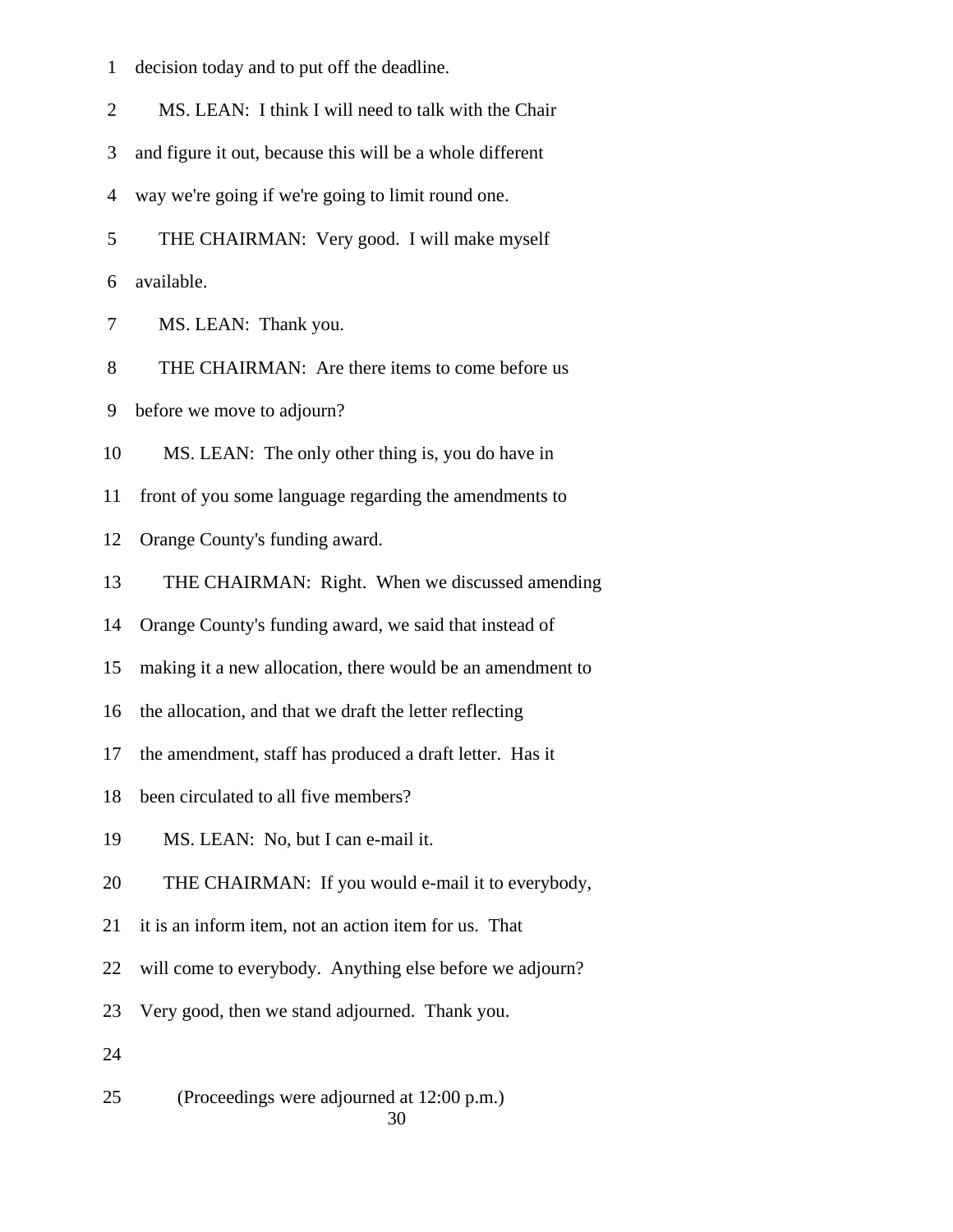1 decision today and to put off the deadline.

2 MS. LEAN: I think I will need to talk with the Chair

3 and figure it out, because this will be a whole different

4 way we're going if we're going to limit round one.

5 THE CHAIRMAN: Very good. I will make myself

6 available.

7 MS. LEAN: Thank you.

8 THE CHAIRMAN: Are there items to come before us

9 before we move to adjourn?

10 MS. LEAN: The only other thing is, you do have in

11 front of you some language regarding the amendments to

12 Orange County's funding award.

13 THE CHAIRMAN: Right. When we discussed amending

14 Orange County's funding award, we said that instead of

15 making it a new allocation, there would be an amendment to

16 the allocation, and that we draft the letter reflecting

17 the amendment, staff has produced a draft letter. Has it

18 been circulated to all five members?

19 MS. LEAN: No, but I can e-mail it.

20 THE CHAIRMAN: If you would e-mail it to everybody,

21 it is an inform item, not an action item for us. That

22 will come to everybody. Anything else before we adjourn?

23 Very good, then we stand adjourned. Thank you.

24

25 (Proceedings were adjourned at 12:00 p.m.)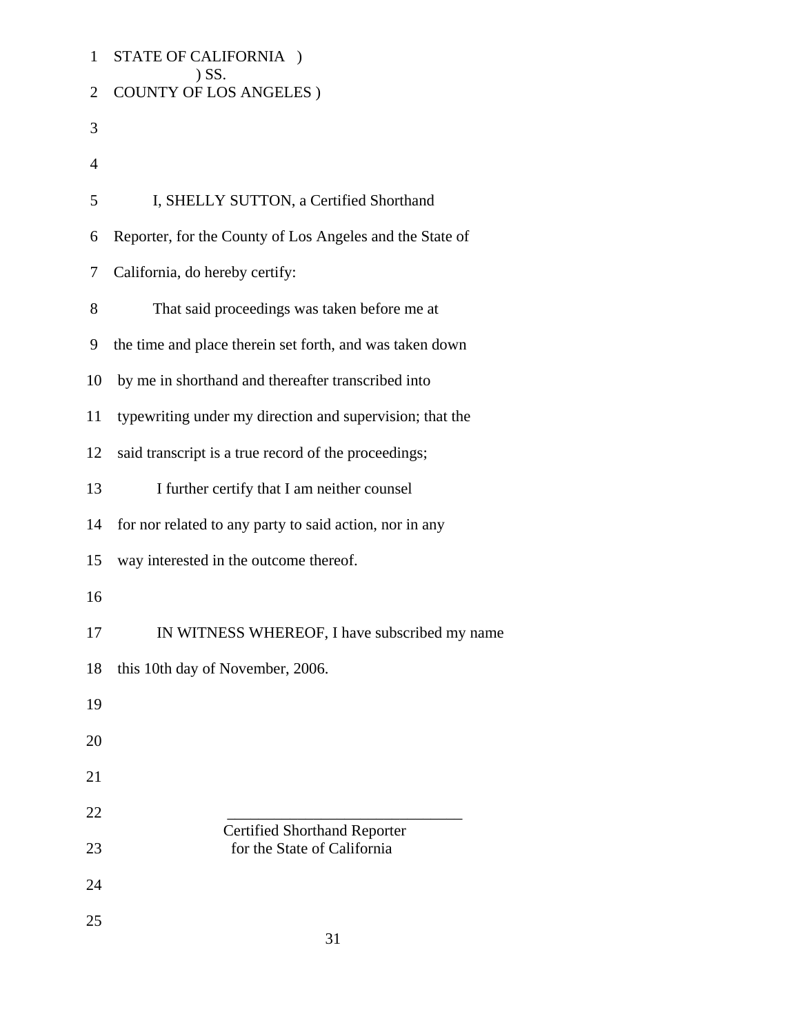STATE OF CALIFORNIA )
) SS.
COUNTY OF LOS ANGELES )

I, SHELLY SUTTON, a Certified Shorthand Reporter, for the County of Los Angeles and the State of California, do hereby certify:

That said proceedings was taken before me at the time and place therein set forth, and was taken down by me in shorthand and thereafter transcribed into typewriting under my direction and supervision; that the said transcript is a true record of the proceedings;

I further certify that I am neither counsel for nor related to any party to said action, nor in any way interested in the outcome thereof.

IN WITNESS WHEREOF, I have subscribed my name this 10th day of November, 2006.

\_\_\_\_\_\_\_\_\_\_\_\_\_\_\_\_\_\_\_\_\_\_\_\_\_\_\_\_\_\_
Certified Shorthand Reporter
for the State of California